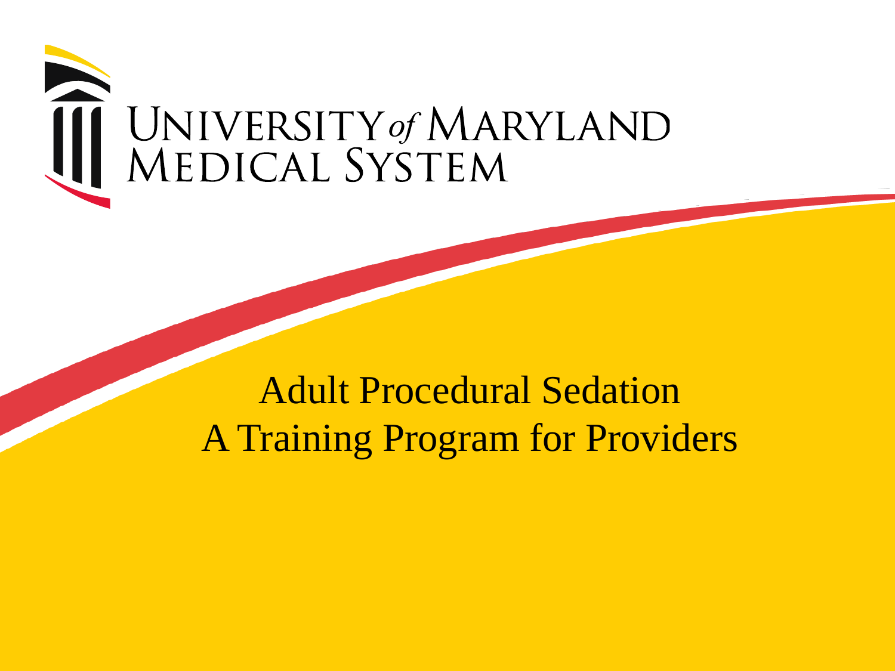UNIVERSITY of MARYLAND MEDICAL SYSTEM

# Adult Procedural Sedation
## A Training Program for Providers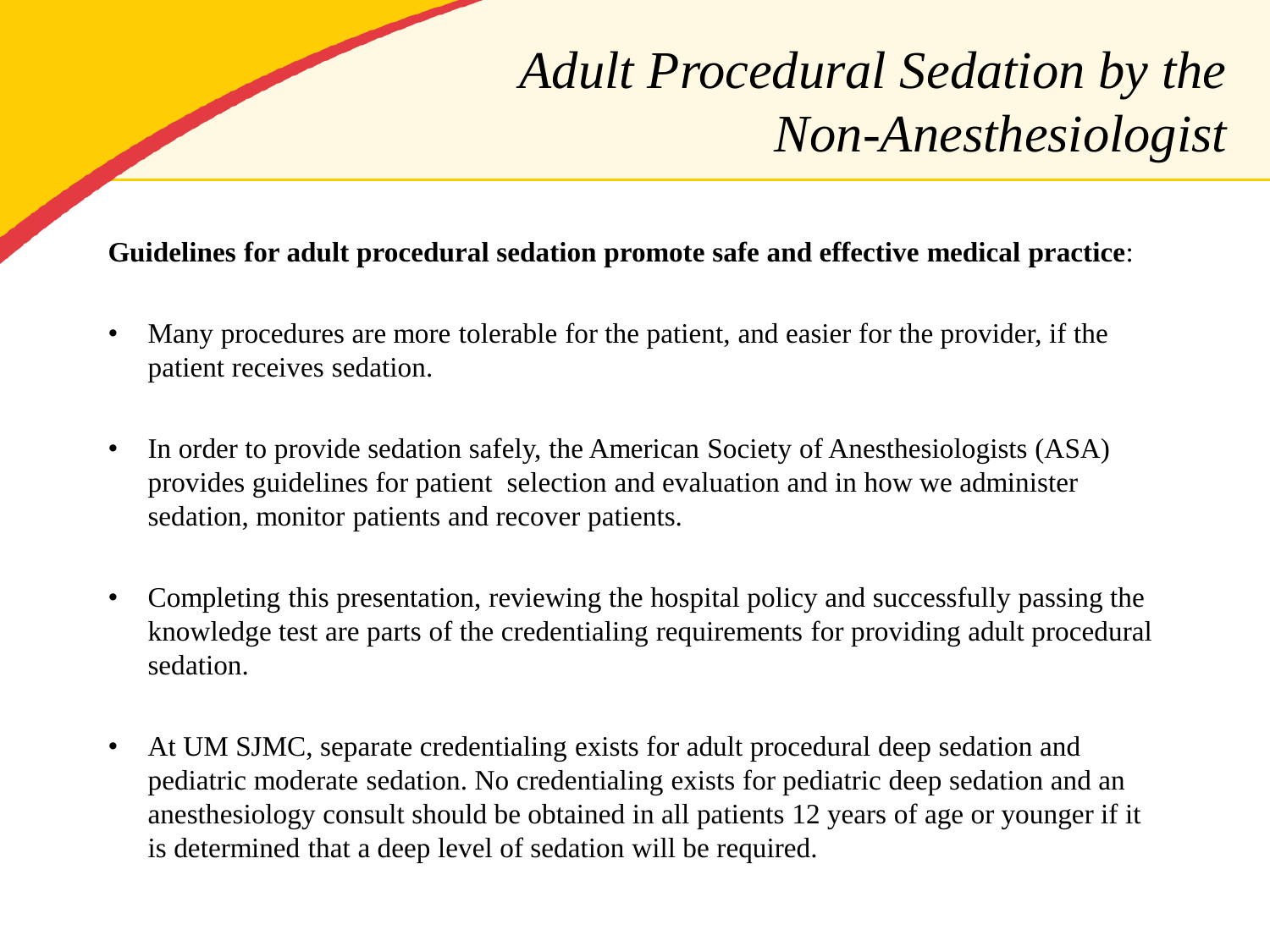# *Adult Procedural Sedation by the Non-Anesthesiologist*

**Guidelines for adult procedural sedation promote safe and effective medical practice**:

- Many procedures are more tolerable for the patient, and easier for the provider, if the patient receives sedation.
- In order to provide sedation safely, the American Society of Anesthesiologists (ASA) provides guidelines for patient selection and evaluation and in how we administer sedation, monitor patients and recover patients.
- Completing this presentation, reviewing the hospital policy and successfully passing the knowledge test are parts of the credentialing requirements for providing adult procedural sedation.
- At UM SJMC, separate credentialing exists for adult procedural deep sedation and pediatric moderate sedation. No credentialing exists for pediatric deep sedation and an anesthesiology consult should be obtained in all patients 12 years of age or younger if it is determined that a deep level of sedation will be required.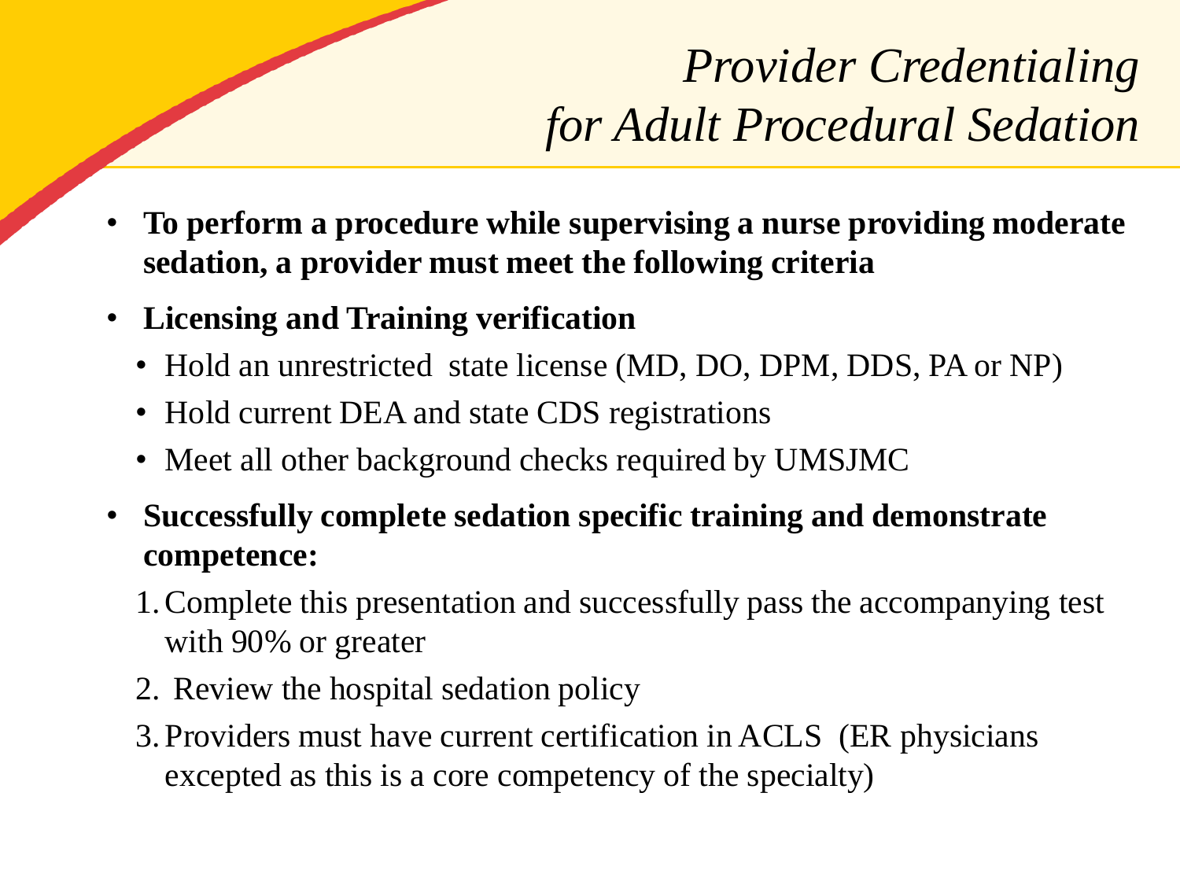# *Provider Credentialing for Adult Procedural Sedation*

- **To perform a procedure while supervising a nurse providing moderate sedation, a provider must meet the following criteria**
- **Licensing and Training verification**
  - Hold an unrestricted state license (MD, DO, DPM, DDS, PA or NP)
  - Hold current DEA and state CDS registrations
  - Meet all other background checks required by UMSJMC
- **Successfully complete sedation specific training and demonstrate competence:**
  1. Complete this presentation and successfully pass the accompanying test with 90% or greater
  2. Review the hospital sedation policy
  3. Providers must have current certification in ACLS (ER physicians excepted as this is a core competency of the specialty)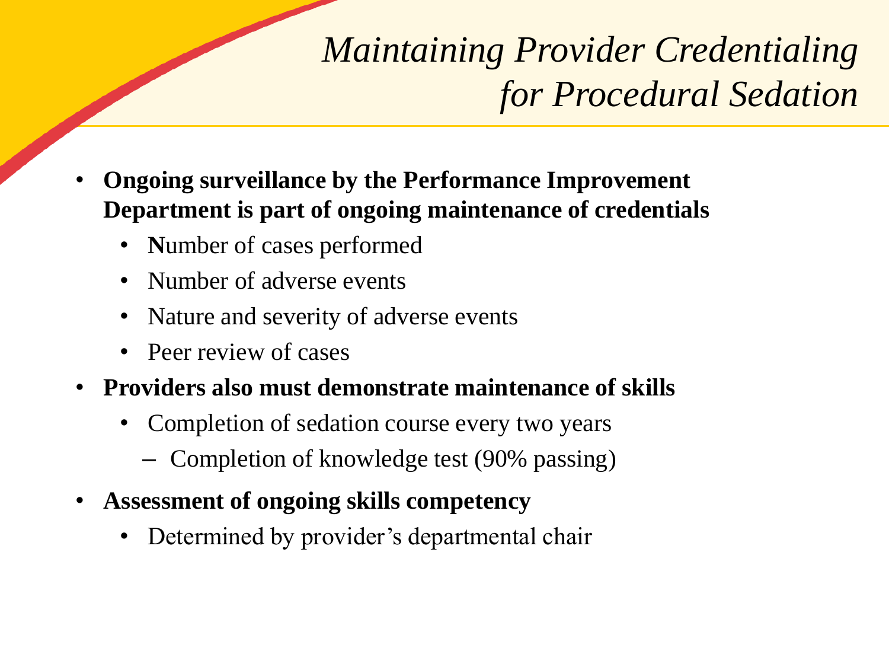# *Maintaining Provider Credentialing for Procedural Sedation*

- **Ongoing surveillance by the Performance Improvement Department is part of ongoing maintenance of credentials**
  - **N**umber of cases performed
  - Number of adverse events
  - Nature and severity of adverse events
  - Peer review of cases
- **Providers also must demonstrate maintenance of skills**
  - Completion of sedation course every two years
    - Completion of knowledge test (90% passing)
- **Assessment of ongoing skills competency**
  - Determined by provider's departmental chair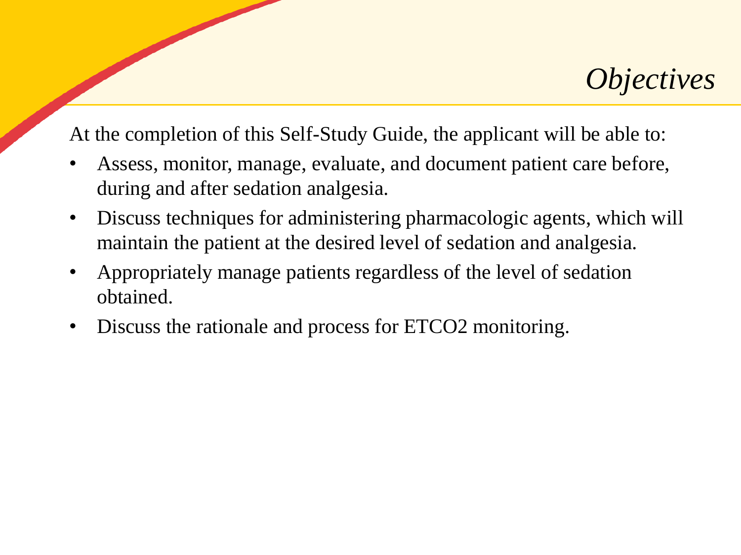# *Objectives*

At the completion of this Self-Study Guide, the applicant will be able to:

- Assess, monitor, manage, evaluate, and document patient care before, during and after sedation analgesia.
- Discuss techniques for administering pharmacologic agents, which will maintain the patient at the desired level of sedation and analgesia.
- Appropriately manage patients regardless of the level of sedation obtained.
- Discuss the rationale and process for ETCO2 monitoring.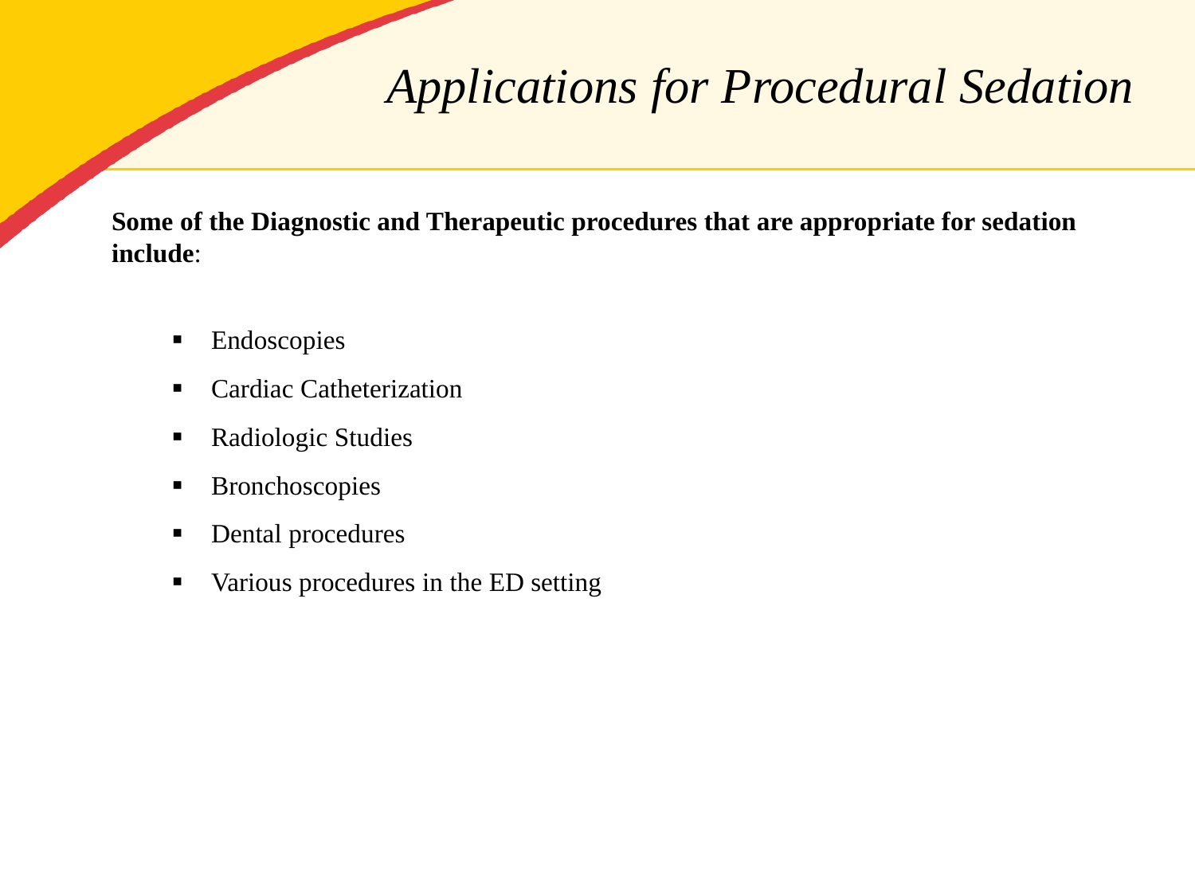# *Applications for Procedural Sedation*

**Some of the Diagnostic and Therapeutic procedures that are appropriate for sedation include**:

- Endoscopies
- Cardiac Catheterization
- Radiologic Studies
- Bronchoscopies
- Dental procedures
- Various procedures in the ED setting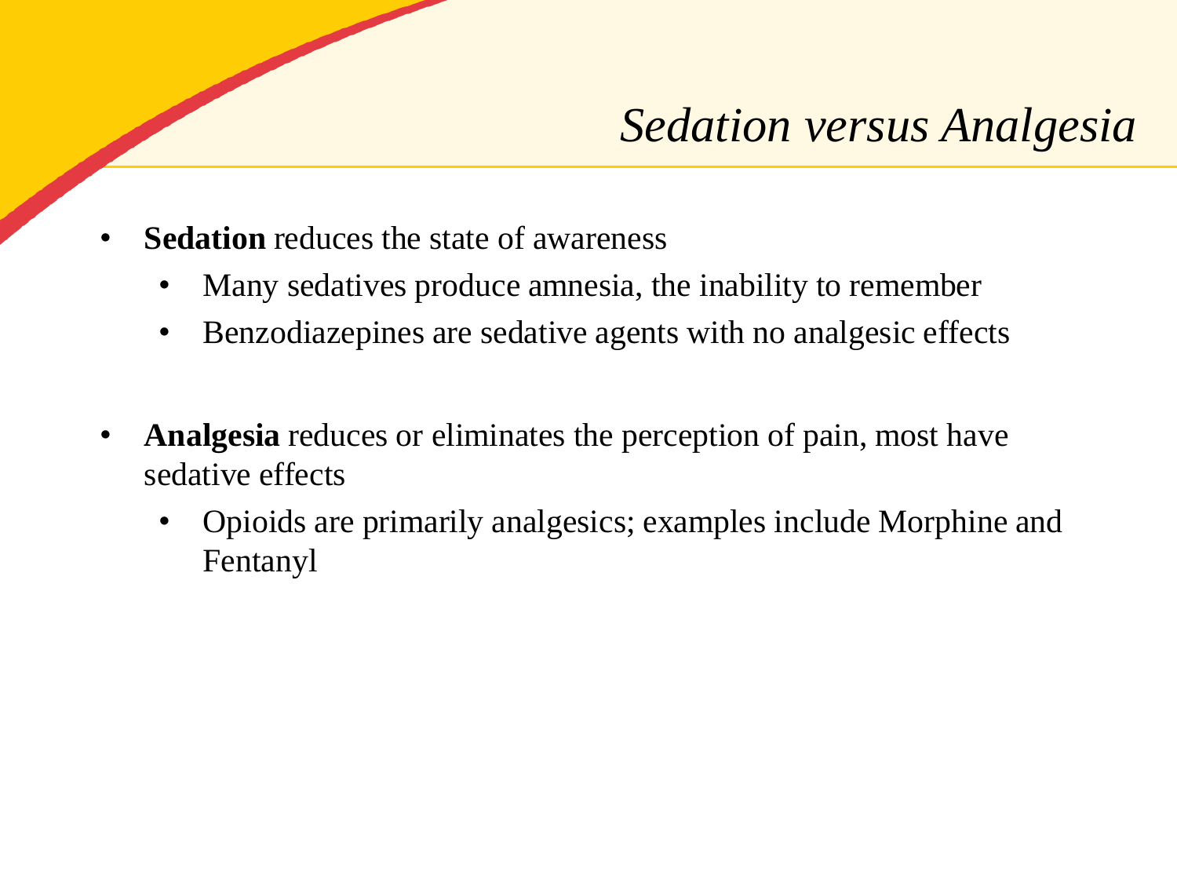# *Sedation versus Analgesia*

- **Sedation** reduces the state of awareness
  - Many sedatives produce amnesia, the inability to remember
  - Benzodiazepines are sedative agents with no analgesic effects

- **Analgesia** reduces or eliminates the perception of pain, most have sedative effects
  - Opioids are primarily analgesics; examples include Morphine and Fentanyl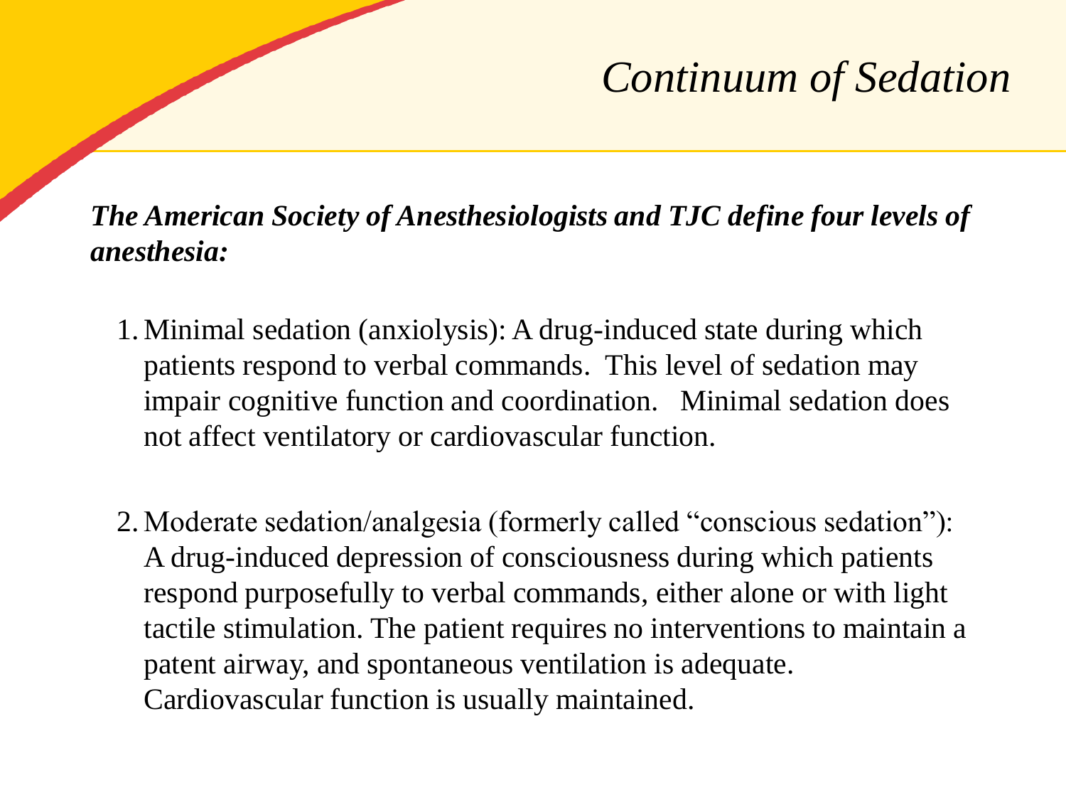# *Continuum of Sedation*

***The American Society of Anesthesiologists and TJC define four levels of anesthesia:***

1. Minimal sedation (anxiolysis): A drug-induced state during which patients respond to verbal commands. This level of sedation may impair cognitive function and coordination. Minimal sedation does not affect ventilatory or cardiovascular function.

2. Moderate sedation/analgesia (formerly called "conscious sedation"): A drug-induced depression of consciousness during which patients respond purposefully to verbal commands, either alone or with light tactile stimulation. The patient requires no interventions to maintain a patent airway, and spontaneous ventilation is adequate. Cardiovascular function is usually maintained.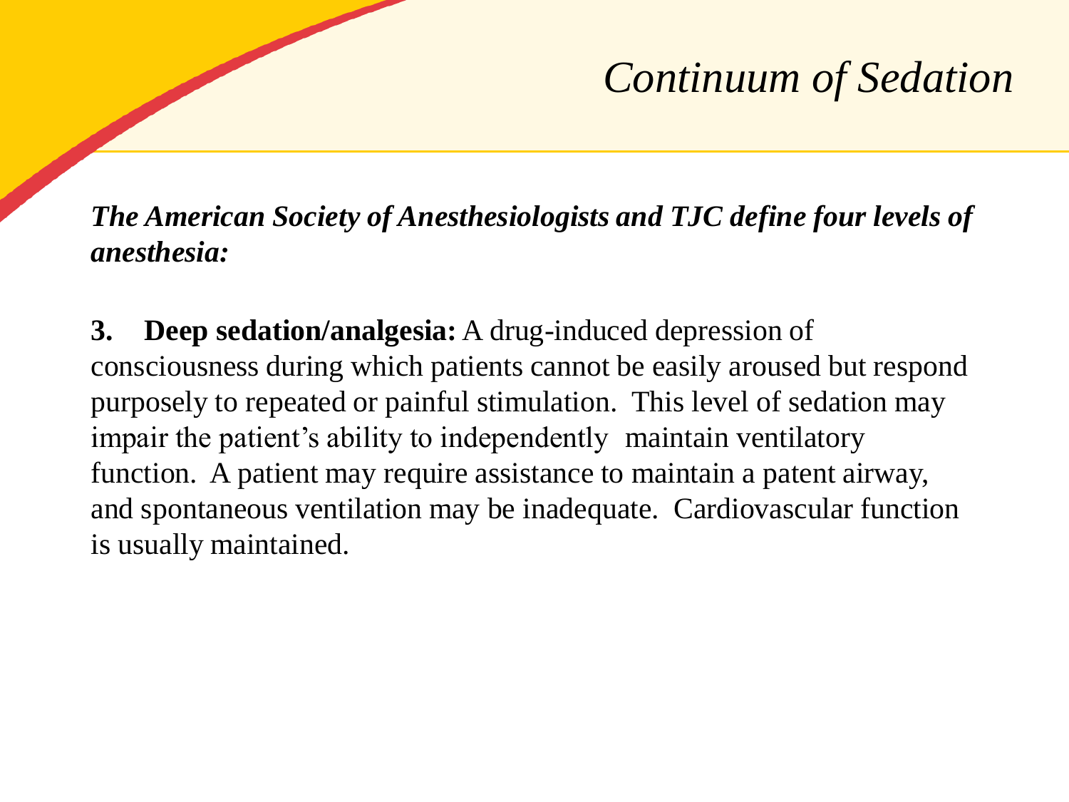# *Continuum of Sedation*

***The American Society of Anesthesiologists and TJC define four levels of anesthesia:***

**3. Deep sedation/analgesia:** A drug-induced depression of consciousness during which patients cannot be easily aroused but respond purposely to repeated or painful stimulation. This level of sedation may impair the patient's ability to independently maintain ventilatory function. A patient may require assistance to maintain a patent airway, and spontaneous ventilation may be inadequate. Cardiovascular function is usually maintained.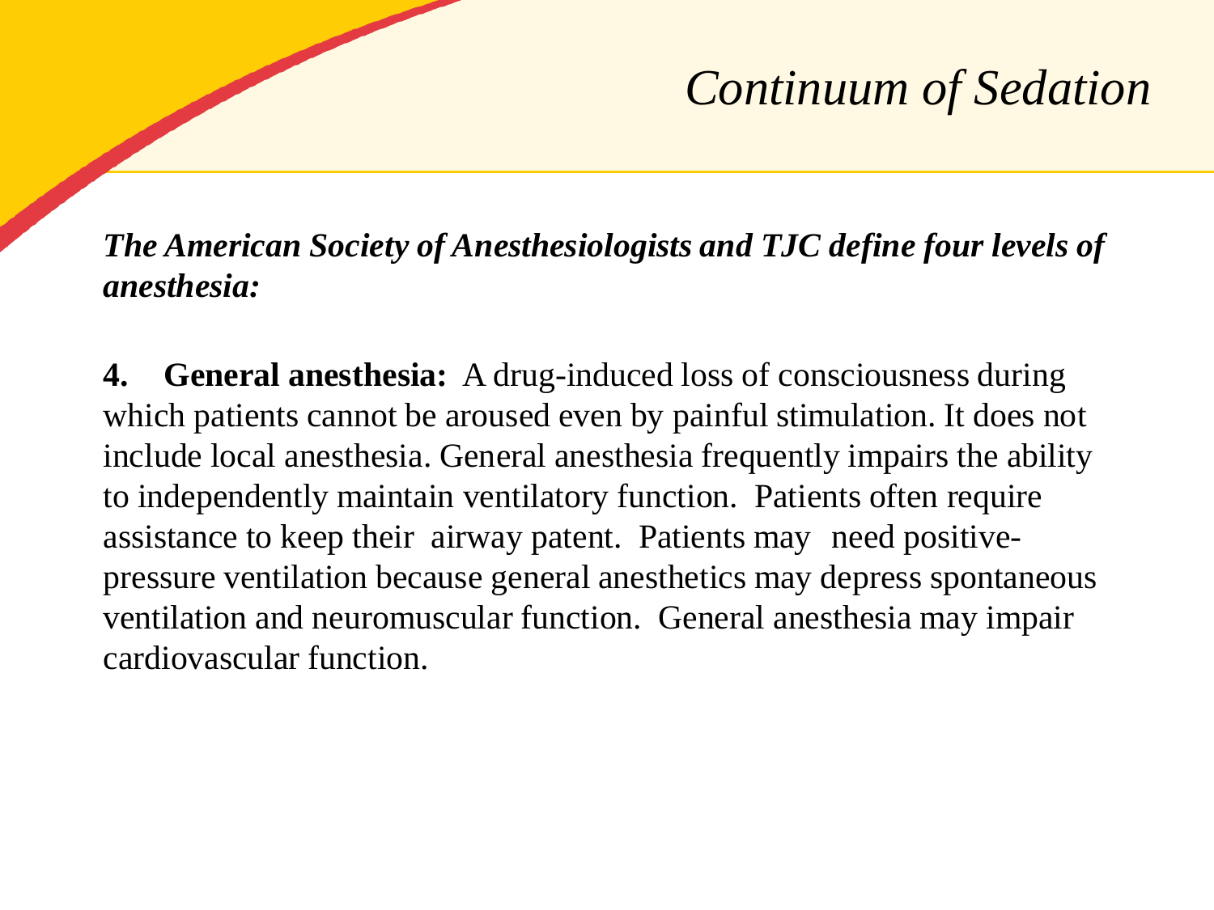# *Continuum of Sedation*

***The American Society of Anesthesiologists and TJC define four levels of anesthesia:***

**4. General anesthesia:** A drug-induced loss of consciousness during which patients cannot be aroused even by painful stimulation. It does not include local anesthesia. General anesthesia frequently impairs the ability to independently maintain ventilatory function. Patients often require assistance to keep their airway patent. Patients may need positive-pressure ventilation because general anesthetics may depress spontaneous ventilation and neuromuscular function. General anesthesia may impair cardiovascular function.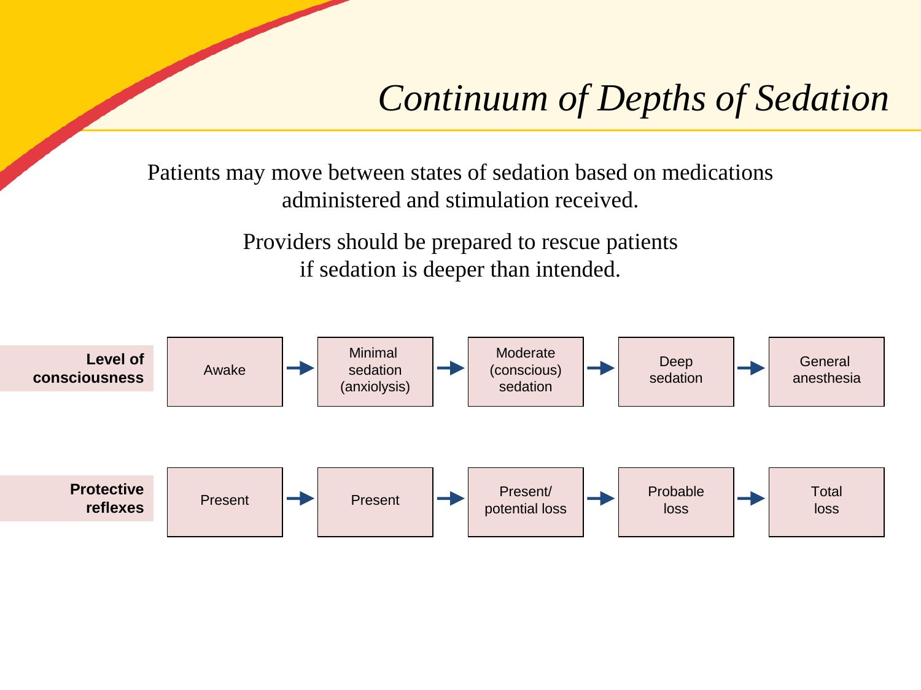# *Continuum of Depths of Sedation*

Patients may move between states of sedation based on medications administered and stimulation received.

Providers should be prepared to rescue patients if sedation is deeper than intended.

| | | | | | | | | | |
|---|---|---|---|---|---|---|---|---|---|
| **Level of consciousness** | Awake | → | Minimal sedation (anxiolysis) | → | Moderate (conscious) sedation | → | Deep sedation | → | General anesthesia |
| **Protective reflexes** | Present | → | Present | → | Present/ potential loss | → | Probable loss | → | Total loss |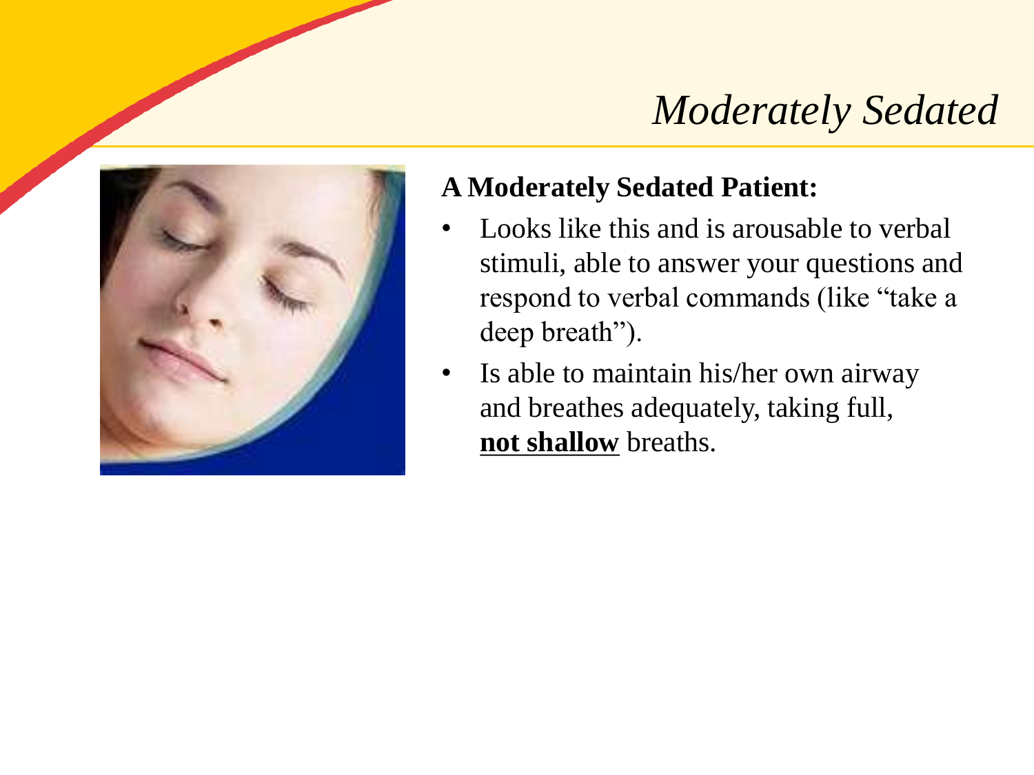# *Moderately Sedated*

**A Moderately Sedated Patient:**

- Looks like this and is arousable to verbal stimuli, able to answer your questions and respond to verbal commands (like "take a deep breath").
- Is able to maintain his/her own airway and breathes adequately, taking full, **<u>not shallow</u>** breaths.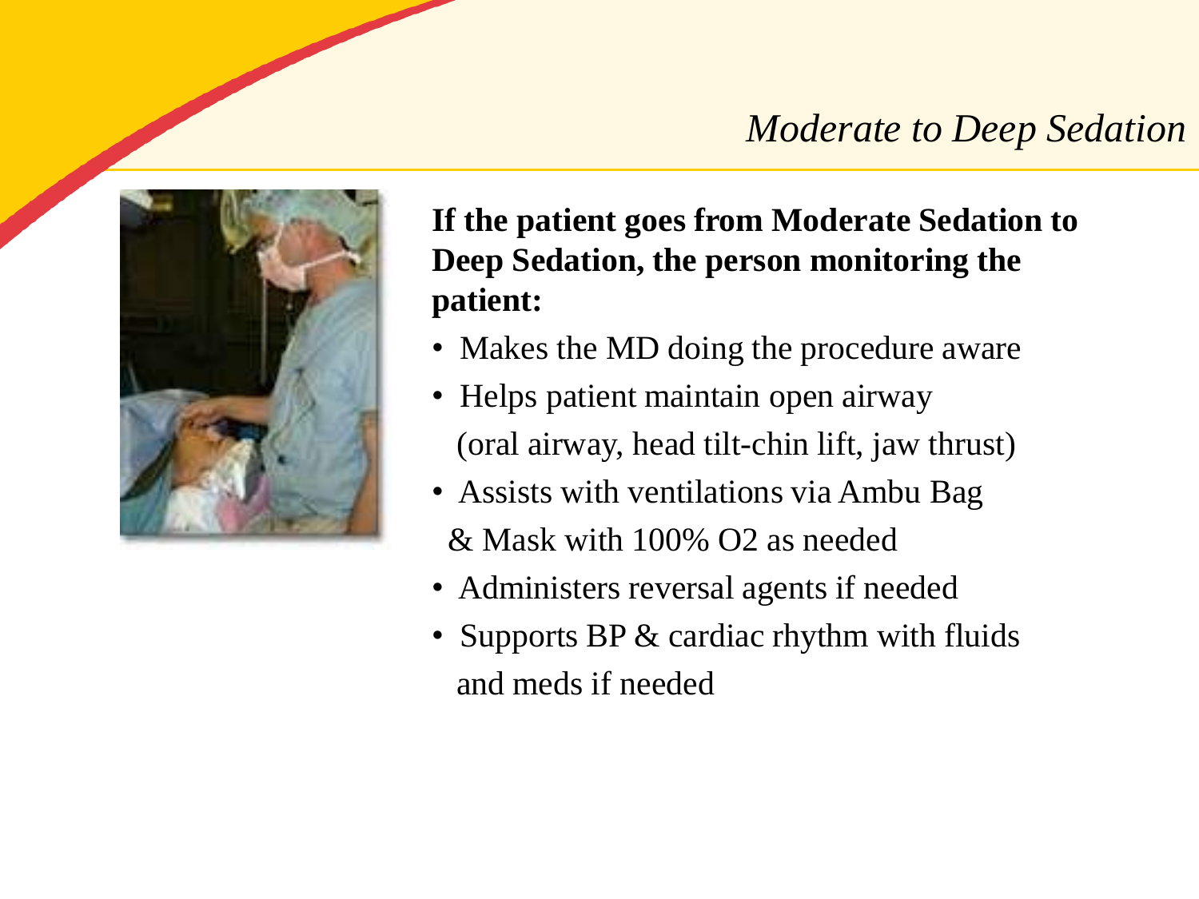## *Moderate to Deep Sedation*

**If the patient goes from Moderate Sedation to Deep Sedation, the person monitoring the patient:**

- Makes the MD doing the procedure aware
- Helps patient maintain open airway (oral airway, head tilt-chin lift, jaw thrust)
- Assists with ventilations via Ambu Bag & Mask with 100% $O_2$ as needed
- Administers reversal agents if needed
- Supports BP & cardiac rhythm with fluids and meds if needed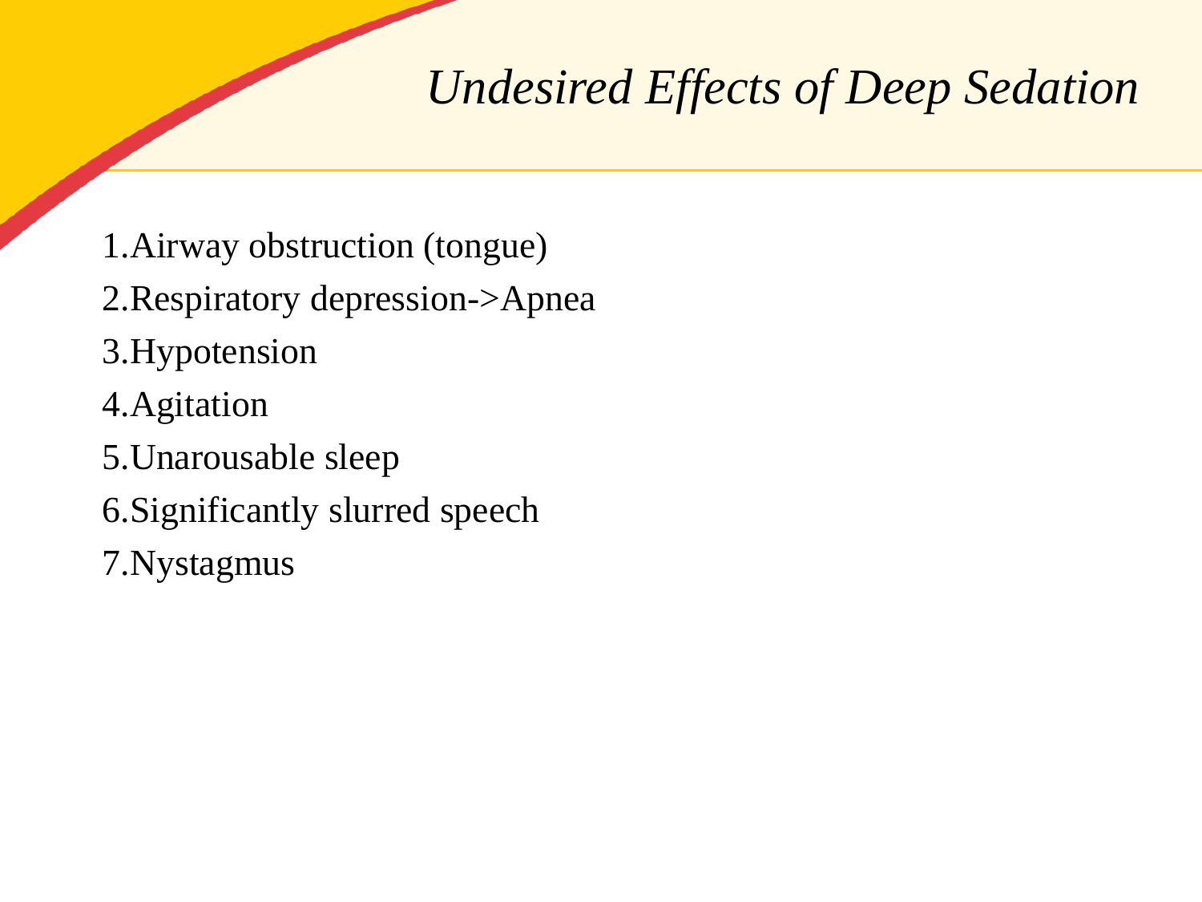# *Undesired Effects of Deep Sedation*

1. Airway obstruction (tongue)
2. Respiratory depression->Apnea
3. Hypotension
4. Agitation
5. Unarousable sleep
6. Significantly slurred speech
7. Nystagmus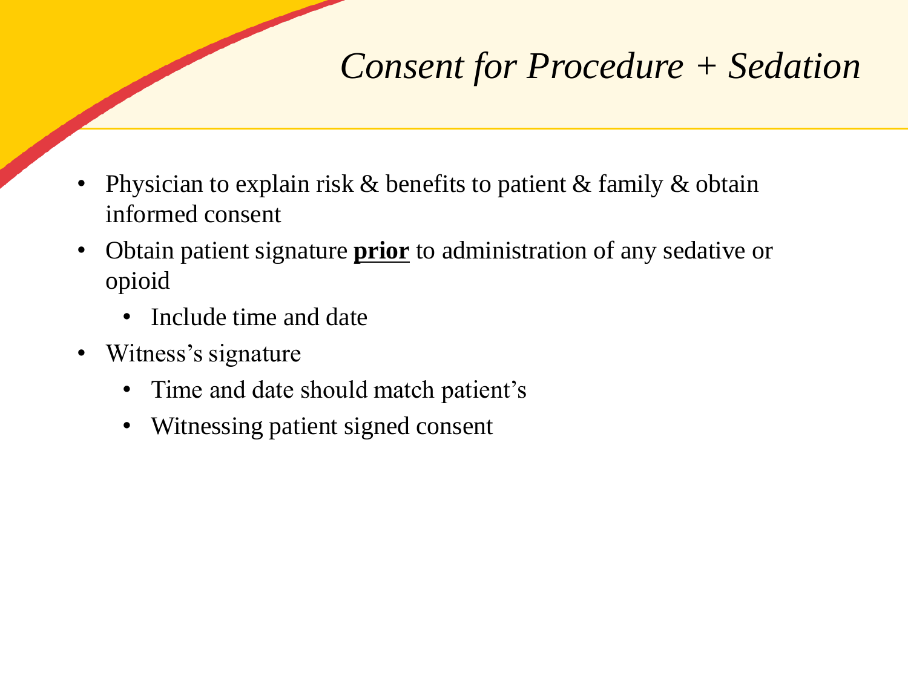# *Consent for Procedure + Sedation*

- Physician to explain risk & benefits to patient & family & obtain informed consent
- Obtain patient signature **<u>prior</u>** to administration of any sedative or opioid
  - Include time and date
- Witness's signature
  - Time and date should match patient's
  - Witnessing patient signed consent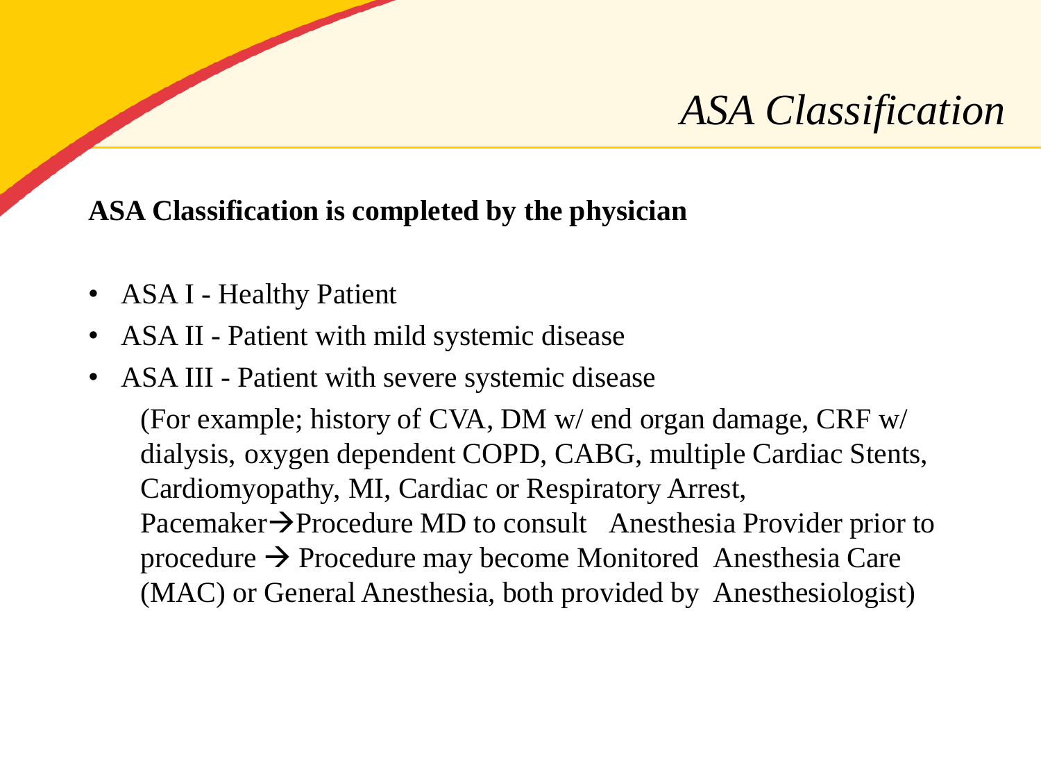# *ASA Classification*

**ASA Classification is completed by the physician**

- ASA I - Healthy Patient
- ASA II - Patient with mild systemic disease
- ASA III - Patient with severe systemic disease

  (For example; history of CVA, DM w/ end organ damage, CRF w/ dialysis, oxygen dependent COPD, CABG, multiple Cardiac Stents, Cardiomyopathy, MI, Cardiac or Respiratory Arrest, Pacemaker→Procedure MD to consult Anesthesia Provider prior to procedure → Procedure may become Monitored Anesthesia Care (MAC) or General Anesthesia, both provided by Anesthesiologist)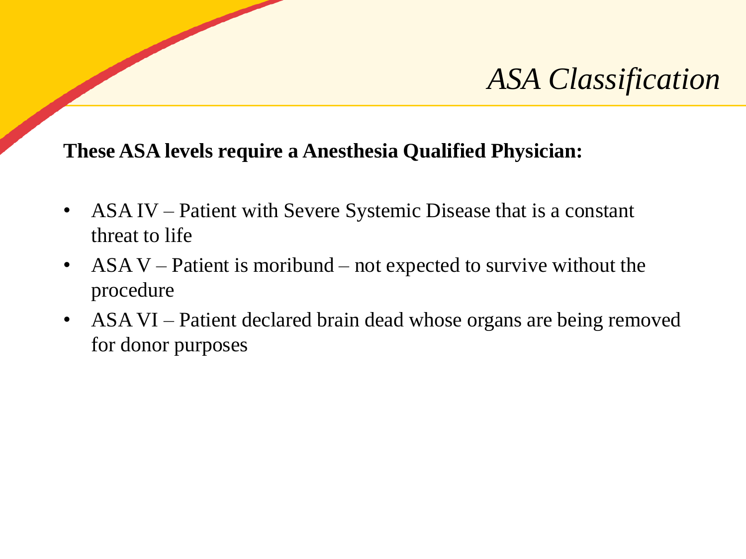# *ASA Classification*

**These ASA levels require a Anesthesia Qualified Physician:**

- ASA IV – Patient with Severe Systemic Disease that is a constant threat to life
- ASA V – Patient is moribund – not expected to survive without the procedure
- ASA VI – Patient declared brain dead whose organs are being removed for donor purposes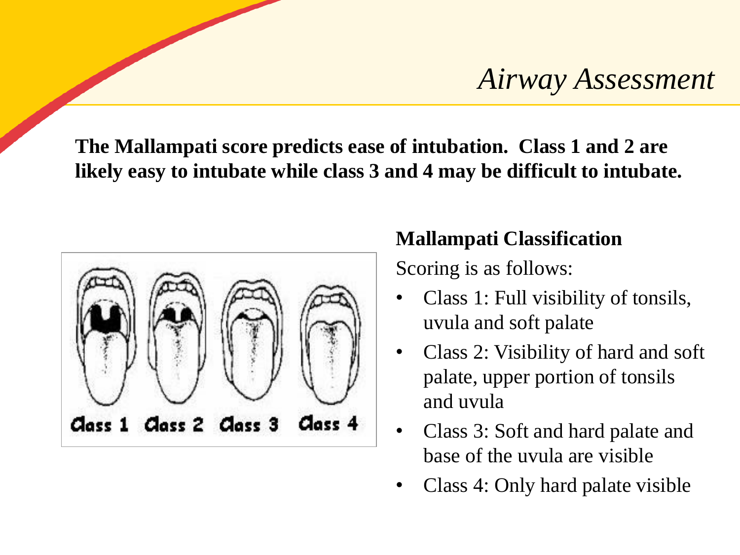# *Airway Assessment*

**The Mallampati score predicts ease of intubation. Class 1 and 2 are likely easy to intubate while class 3 and 4 may be difficult to intubate.**

**Mallampati Classification**

Scoring is as follows:

- Class 1: Full visibility of tonsils, uvula and soft palate
- Class 2: Visibility of hard and soft palate, upper portion of tonsils and uvula
- Class 3: Soft and hard palate and base of the uvula are visible
- Class 4: Only hard palate visible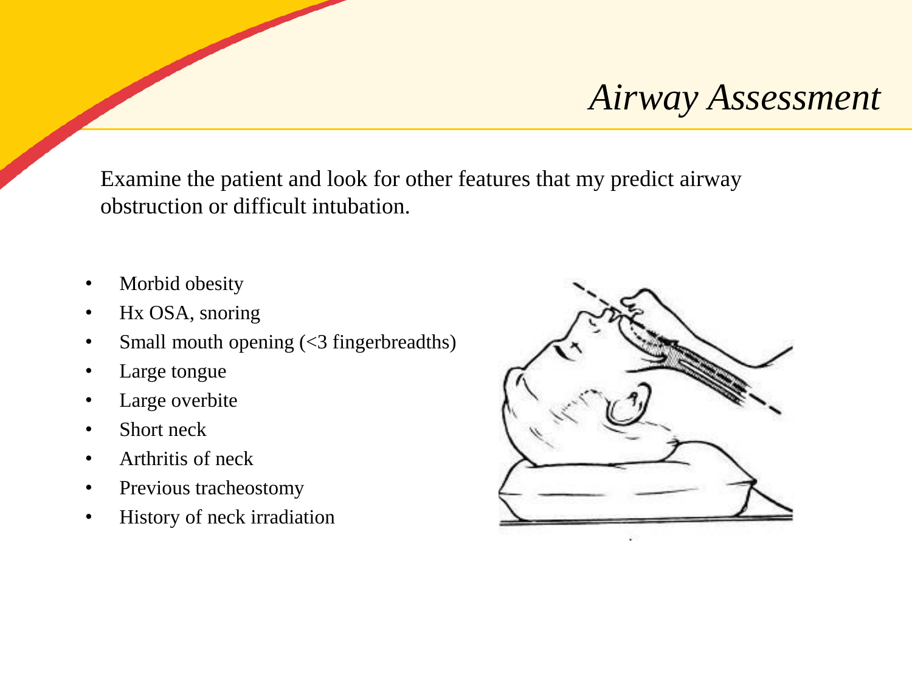# *Airway Assessment*

Examine the patient and look for other features that my predict airway obstruction or difficult intubation.

- Morbid obesity
- Hx OSA, snoring
- Small mouth opening (<3 fingerbreadths)
- Large tongue
- Large overbite
- Short neck
- Arthritis of neck
- Previous tracheostomy
- History of neck irradiation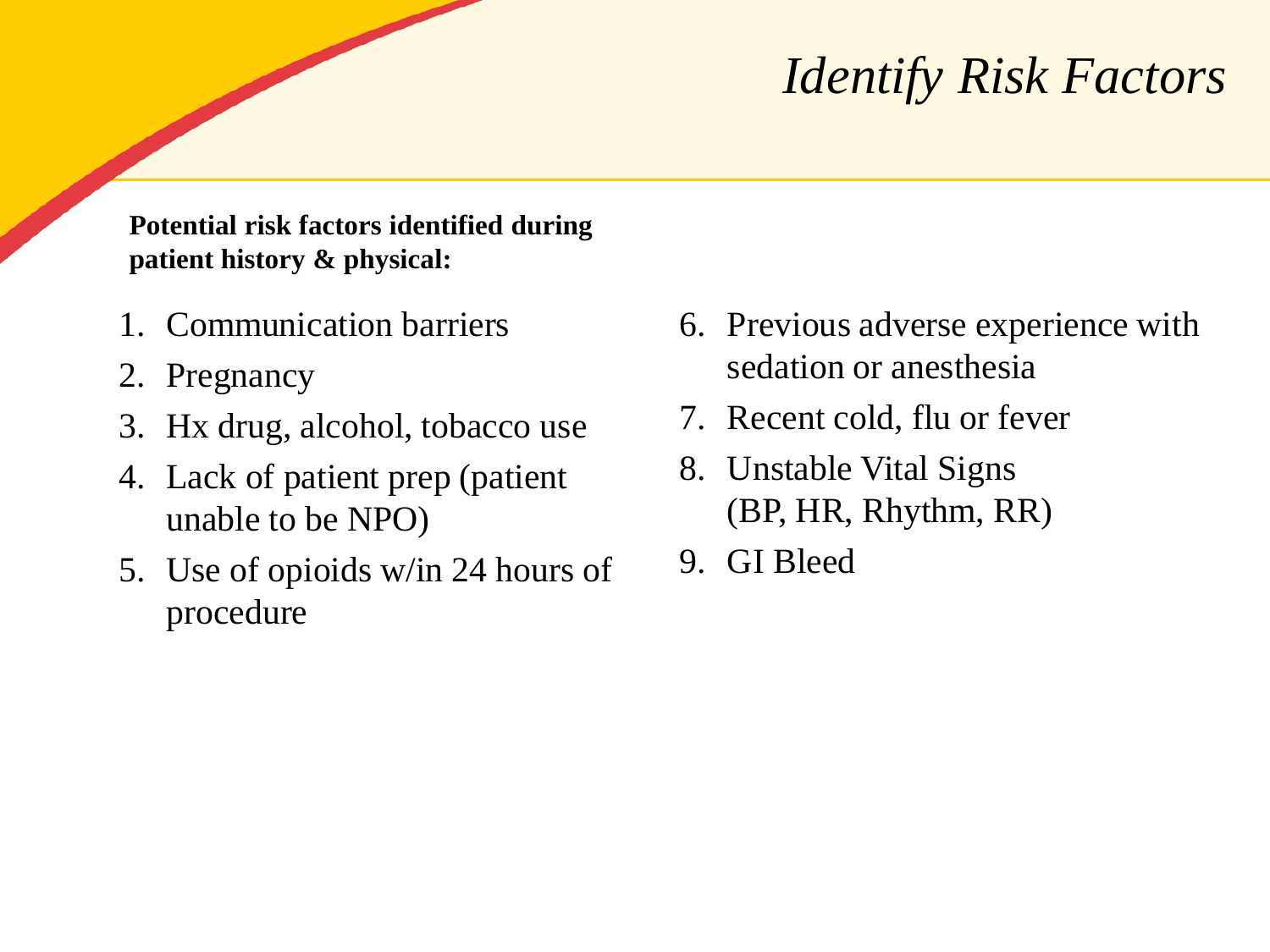# *Identify Risk Factors*

**Potential risk factors identified during patient history & physical:**

1. Communication barriers
2. Pregnancy
3. Hx drug, alcohol, tobacco use
4. Lack of patient prep (patient unable to be NPO)
5. Use of opioids w/in 24 hours of procedure
6. Previous adverse experience with sedation or anesthesia
7. Recent cold, flu or fever
8. Unstable Vital Signs (BP, HR, Rhythm, RR)
9. GI Bleed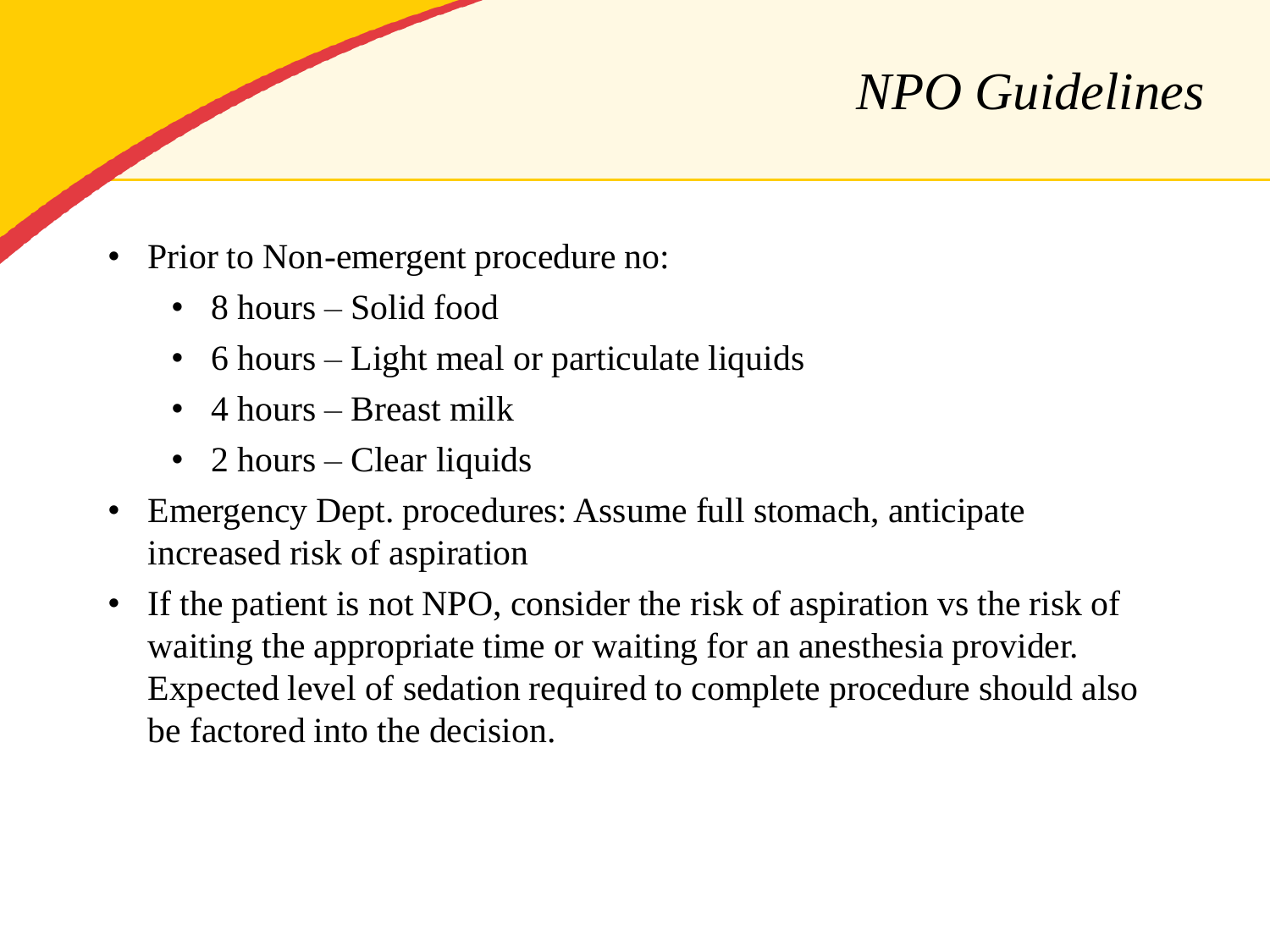# *NPO Guidelines*

- Prior to Non-emergent procedure no:
  - 8 hours – Solid food
  - 6 hours – Light meal or particulate liquids
  - 4 hours – Breast milk
  - 2 hours – Clear liquids
- Emergency Dept. procedures: Assume full stomach, anticipate increased risk of aspiration
- If the patient is not NPO, consider the risk of aspiration vs the risk of waiting the appropriate time or waiting for an anesthesia provider. Expected level of sedation required to complete procedure should also be factored into the decision.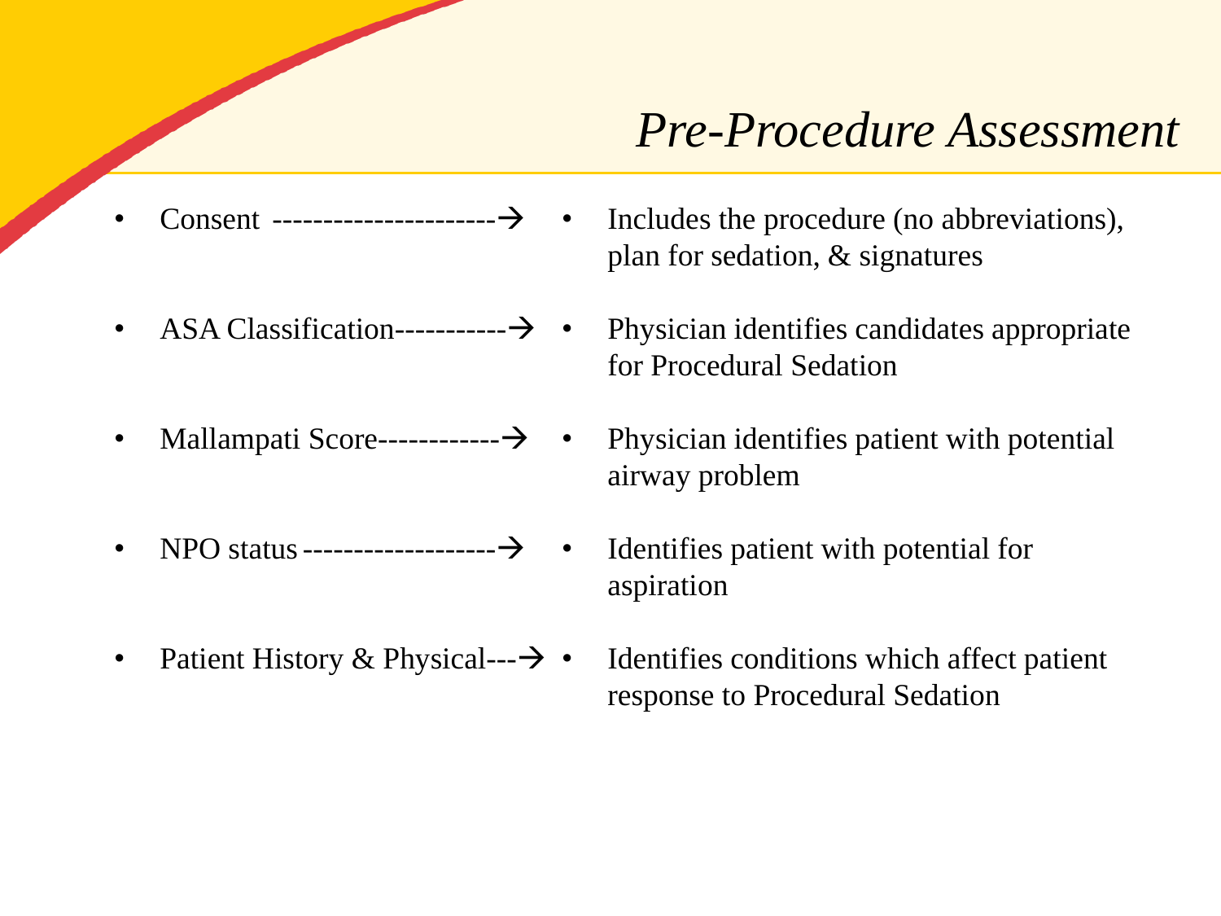# *Pre-Procedure Assessment*

- Consent ----------------------→
- ASA Classification-----------→
- Mallampati Score------------→
- NPO status -------------------→
- Patient History & Physical---→

- Includes the procedure (no abbreviations), plan for sedation, & signatures
- Physician identifies candidates appropriate for Procedural Sedation
- Physician identifies patient with potential airway problem
- Identifies patient with potential for aspiration
- Identifies conditions which affect patient response to Procedural Sedation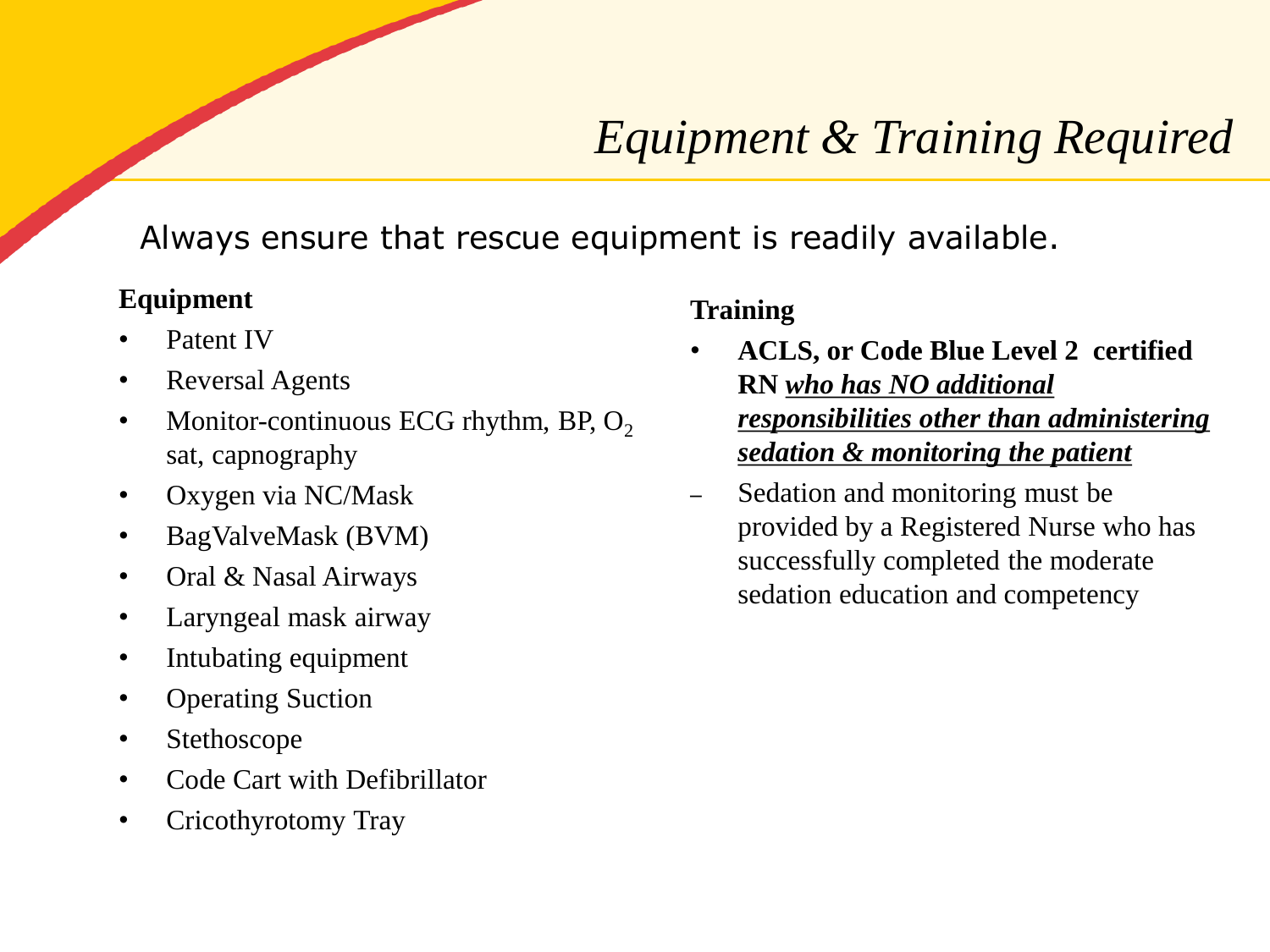# *Equipment & Training Required*

Always ensure that rescue equipment is readily available.

**Equipment**

- Patent IV
- Reversal Agents
- Monitor-continuous ECG rhythm, BP, $O_2$ sat, capnography
- Oxygen via NC/Mask
- BagValveMask (BVM)
- Oral & Nasal Airways
- Laryngeal mask airway
- Intubating equipment
- Operating Suction
- Stethoscope
- Code Cart with Defibrillator
- Cricothyrotomy Tray

**Training**

- **ACLS, or Code Blue Level 2 certified RN *<u>who has NO additional responsibilities other than administering sedation & monitoring the patient</u>***
  - Sedation and monitoring must be provided by a Registered Nurse who has successfully completed the moderate sedation education and competency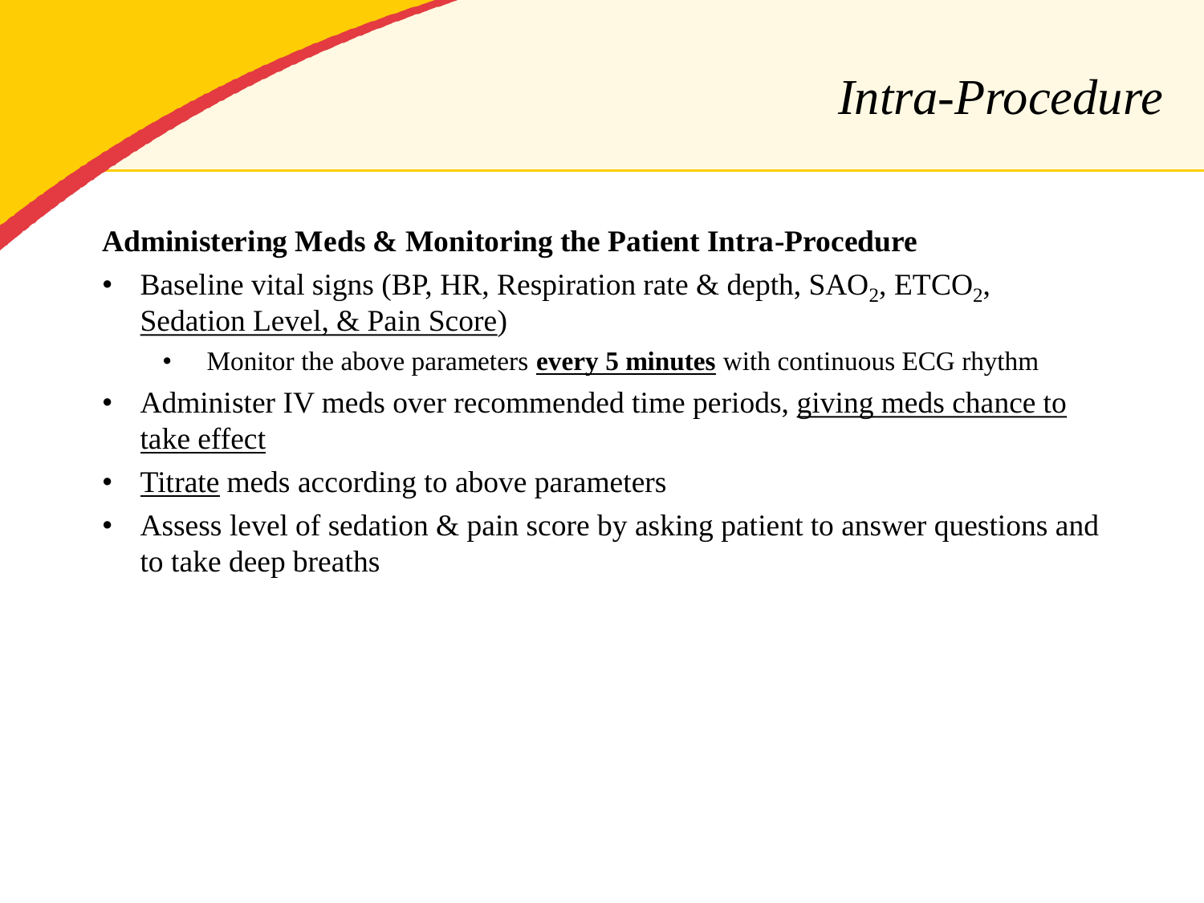# *Intra-Procedure*

**Administering Meds & Monitoring the Patient Intra-Procedure**

- Baseline vital signs (BP, HR, Respiration rate & depth, $SAO_2$, $ETCO_2$, Sedation Level, & Pain Score)
  - Monitor the above parameters **every 5 minutes** with continuous ECG rhythm
- Administer IV meds over recommended time periods, giving meds chance to take effect
- Titrate meds according to above parameters
- Assess level of sedation & pain score by asking patient to answer questions and to take deep breaths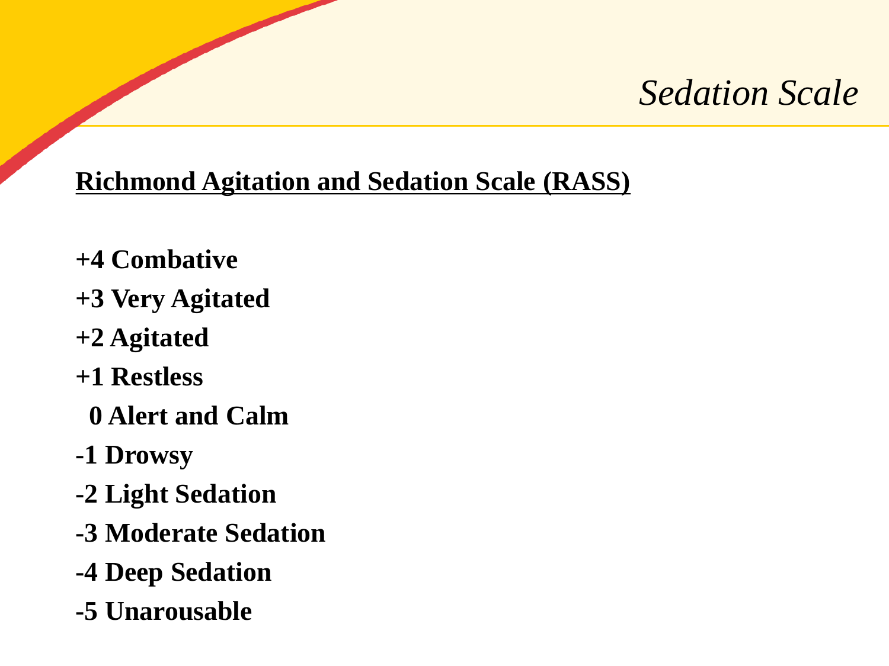# *Sedation Scale*

**<u>Richmond Agitation and Sedation Scale (RASS)</u>**

**+4 Combative**

**+3 Very Agitated**

**+2 Agitated**

**+1 Restless**

**0 Alert and Calm**

**-1 Drowsy**

**-2 Light Sedation**

**-3 Moderate Sedation**

**-4 Deep Sedation**

**-5 Unarousable**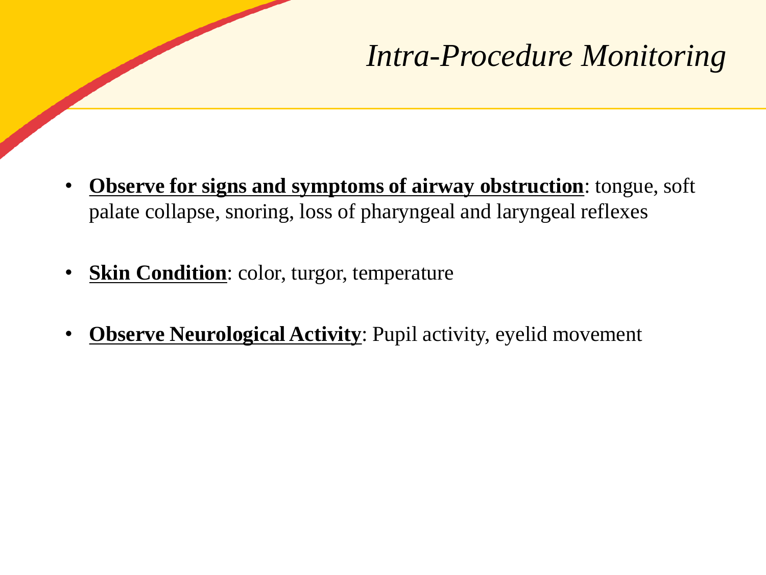# *Intra-Procedure Monitoring*

- **Observe for signs and symptoms of airway obstruction**: tongue, soft palate collapse, snoring, loss of pharyngeal and laryngeal reflexes
- **Skin Condition**: color, turgor, temperature
- **Observe Neurological Activity**: Pupil activity, eyelid movement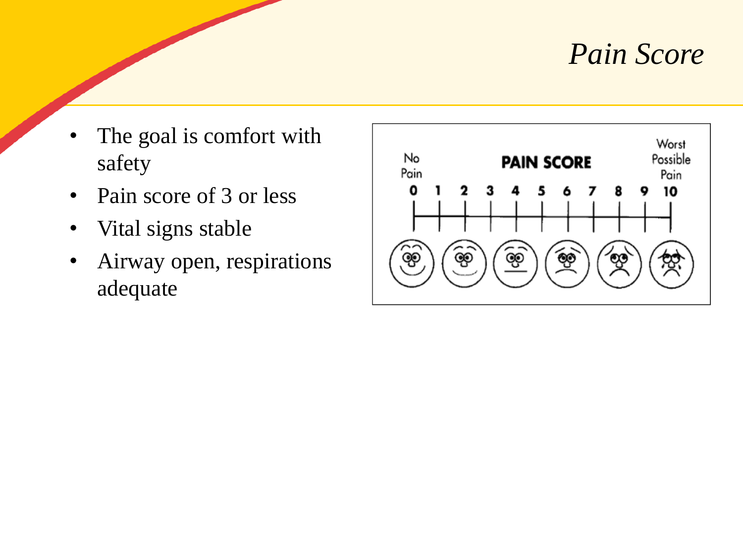# Pain Score

- The goal is comfort with safety
- Pain score of 3 or less
- Vital signs stable
- Airway open, respirations adequate

**PAIN SCORE**

No Pain — 0 1 2 3 4 5 6 7 8 9 10 — Worst Possible Pain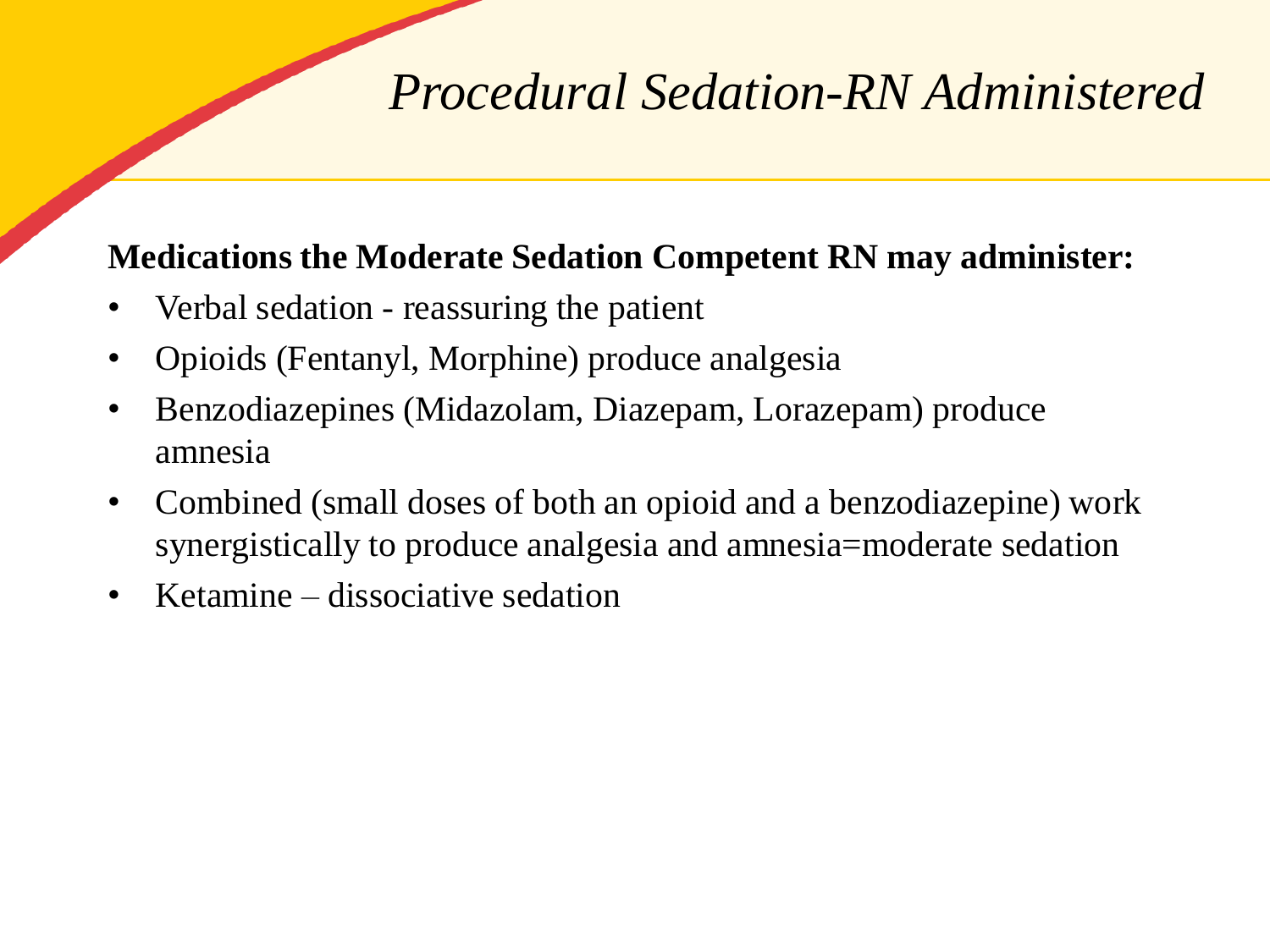# *Procedural Sedation-RN Administered*

**Medications the Moderate Sedation Competent RN may administer:**

- Verbal sedation - reassuring the patient
- Opioids (Fentanyl, Morphine) produce analgesia
- Benzodiazepines (Midazolam, Diazepam, Lorazepam) produce amnesia
- Combined (small doses of both an opioid and a benzodiazepine) work synergistically to produce analgesia and amnesia=moderate sedation
- Ketamine – dissociative sedation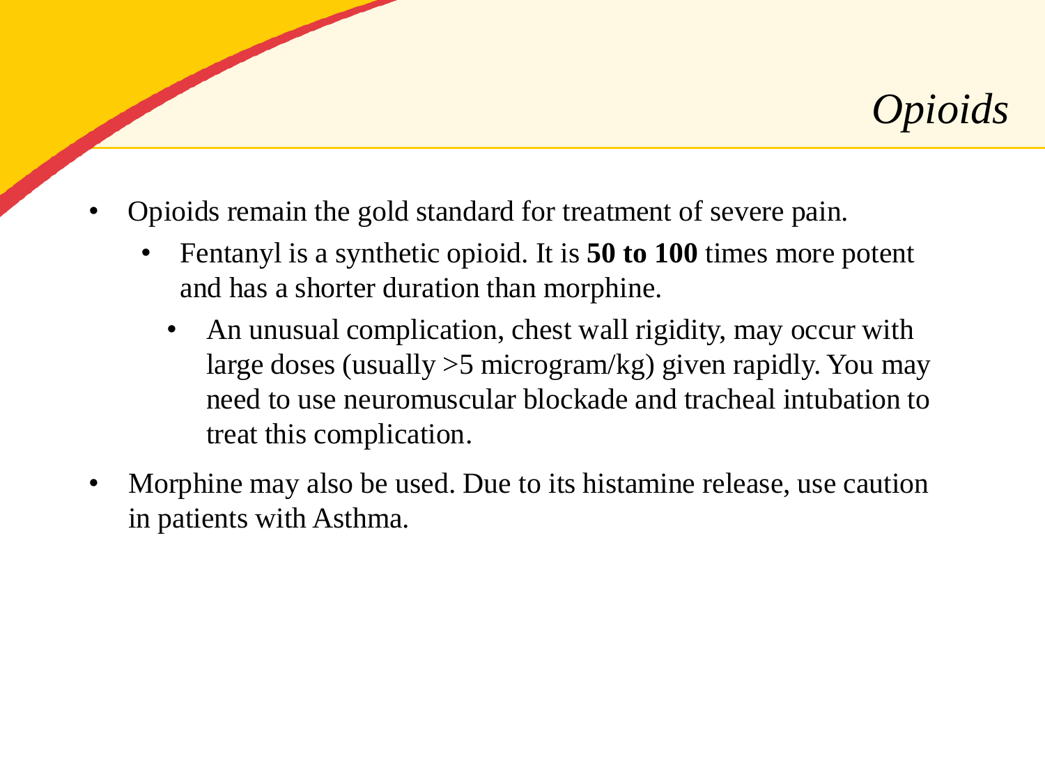# *Opioids*

- Opioids remain the gold standard for treatment of severe pain.
  - Fentanyl is a synthetic opioid. It is **50 to 100** times more potent and has a shorter duration than morphine.
    - An unusual complication, chest wall rigidity, may occur with large doses (usually >5 microgram/kg) given rapidly. You may need to use neuromuscular blockade and tracheal intubation to treat this complication.
- Morphine may also be used. Due to its histamine release, use caution in patients with Asthma.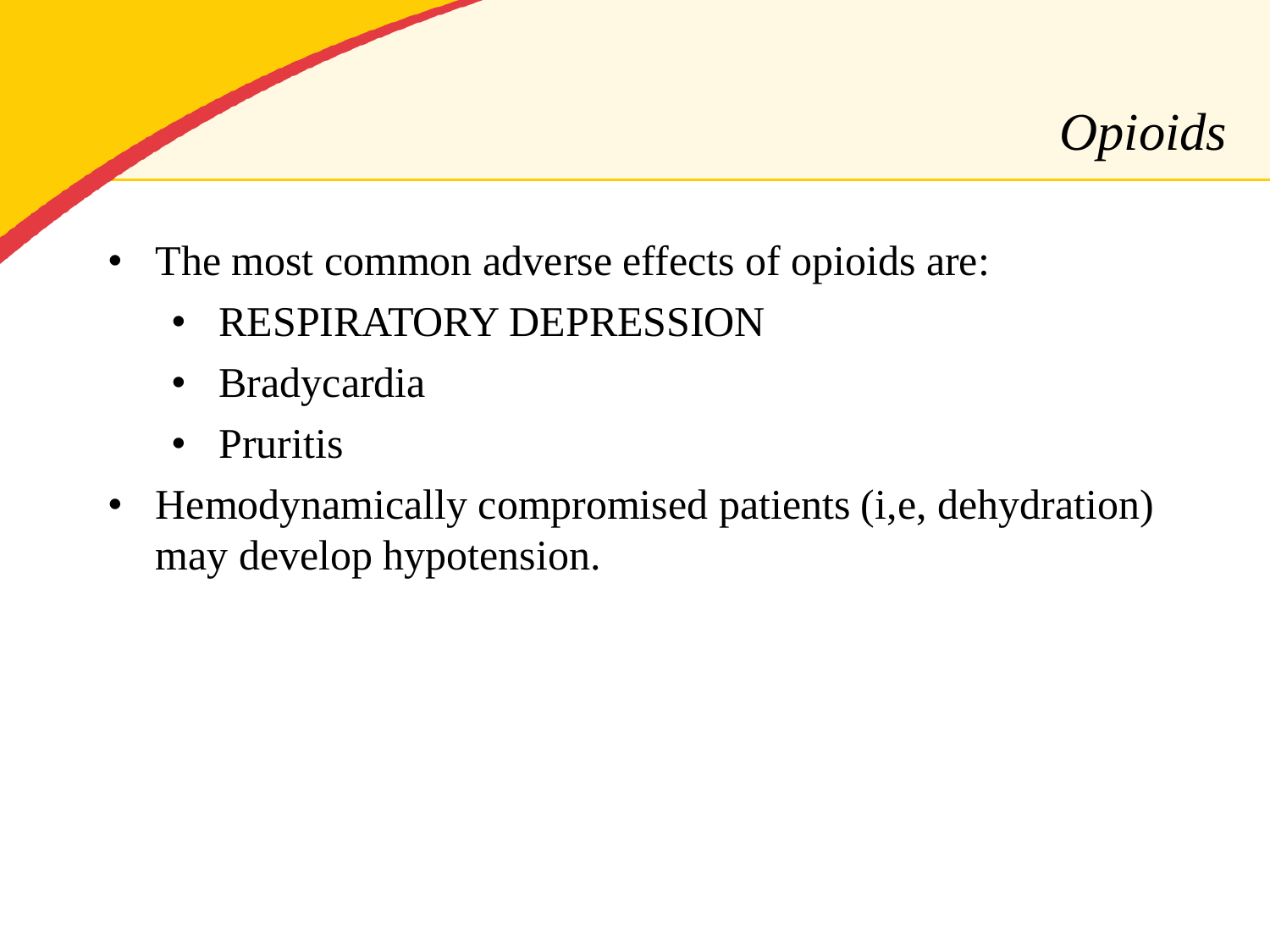# *Opioids*

- The most common adverse effects of opioids are:
  - RESPIRATORY DEPRESSION
  - Bradycardia
  - Pruritis
- Hemodynamically compromised patients (i,e, dehydration) may develop hypotension.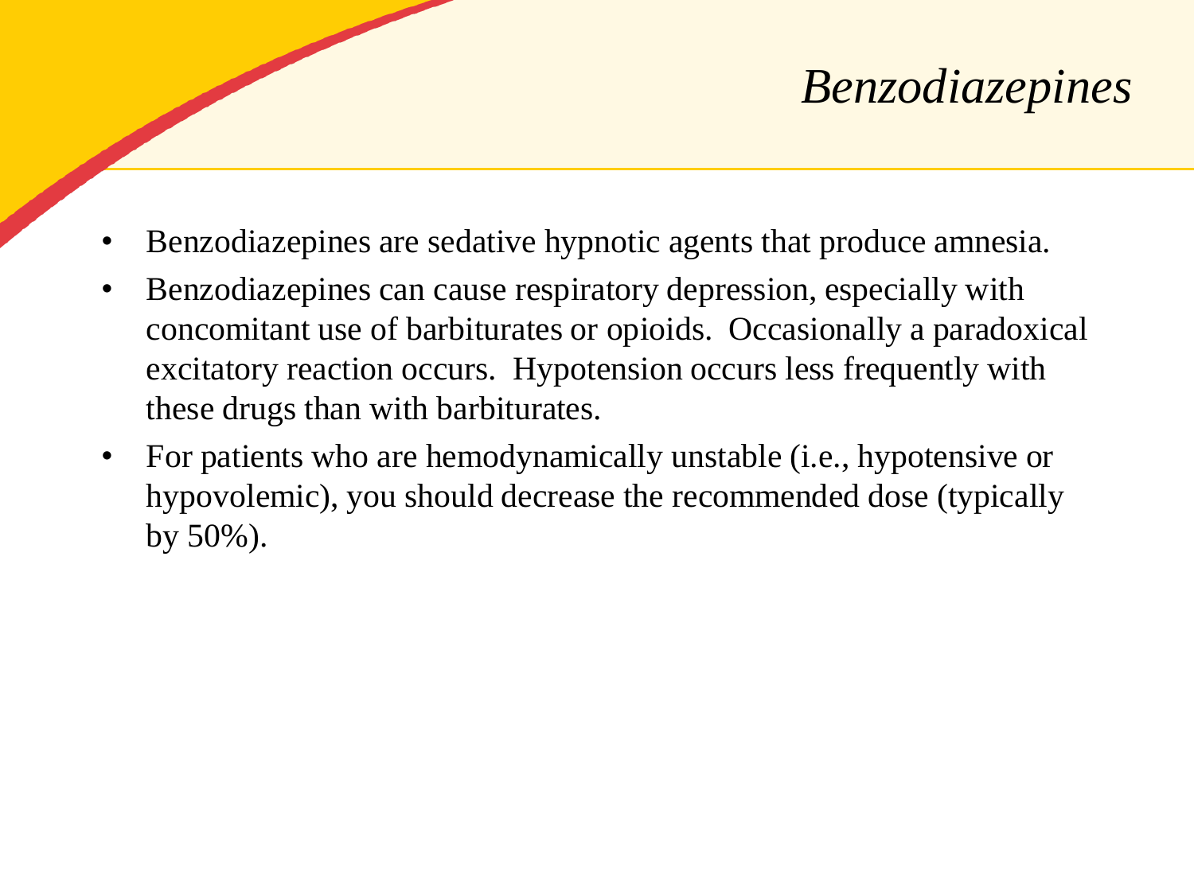# *Benzodiazepines*

- Benzodiazepines are sedative hypnotic agents that produce amnesia.
- Benzodiazepines can cause respiratory depression, especially with concomitant use of barbiturates or opioids. Occasionally a paradoxical excitatory reaction occurs. Hypotension occurs less frequently with these drugs than with barbiturates.
- For patients who are hemodynamically unstable (i.e., hypotensive or hypovolemic), you should decrease the recommended dose (typically by 50%).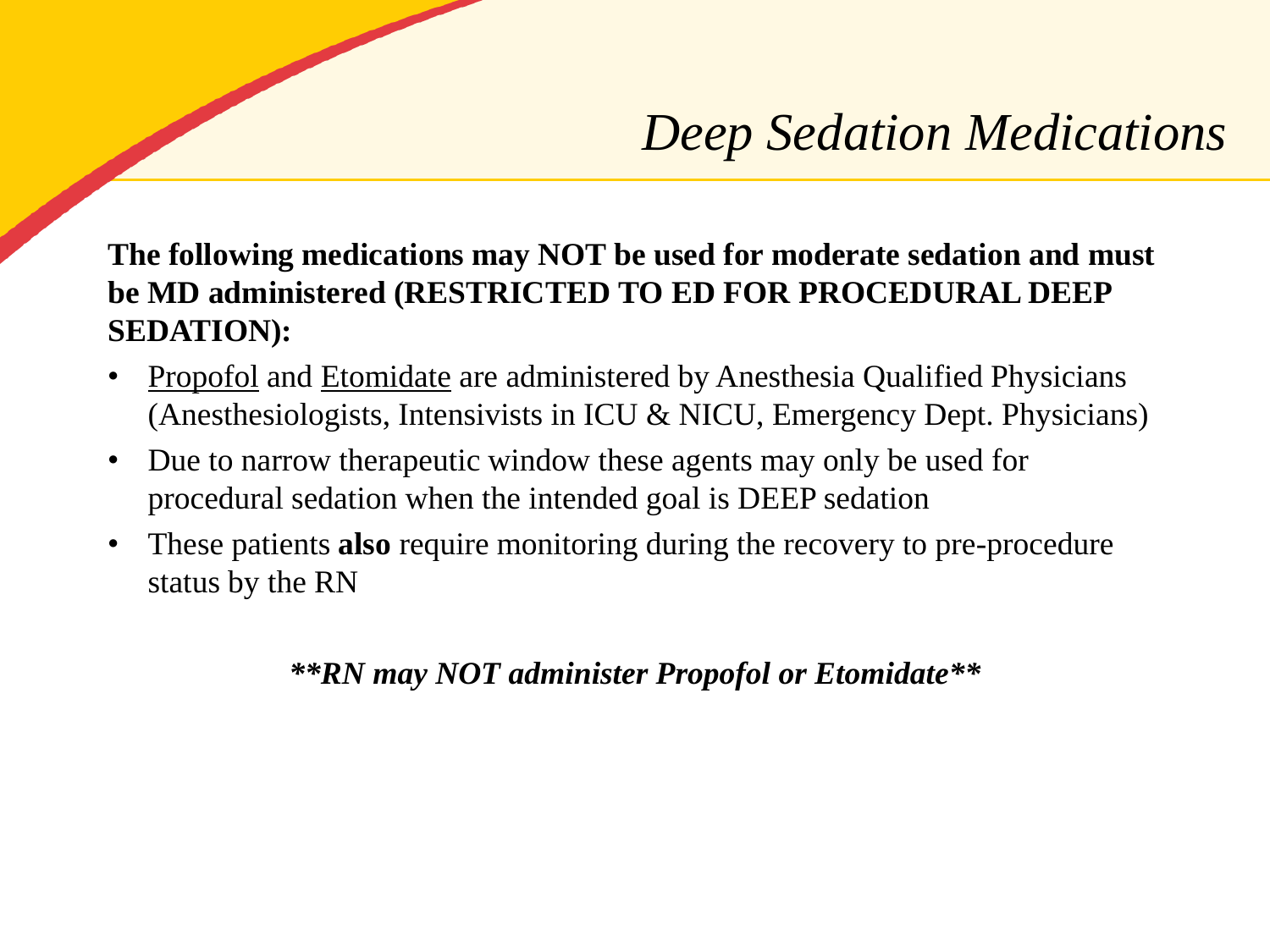# *Deep Sedation Medications*

**The following medications may NOT be used for moderate sedation and must be MD administered (RESTRICTED TO ED FOR PROCEDURAL DEEP SEDATION):**

- Propofol and Etomidate are administered by Anesthesia Qualified Physicians (Anesthesiologists, Intensivists in ICU & NICU, Emergency Dept. Physicians)
- Due to narrow therapeutic window these agents may only be used for procedural sedation when the intended goal is DEEP sedation
- These patients **also** require monitoring during the recovery to pre-procedure status by the RN

***\*\*RN may NOT administer Propofol or Etomidate\*\****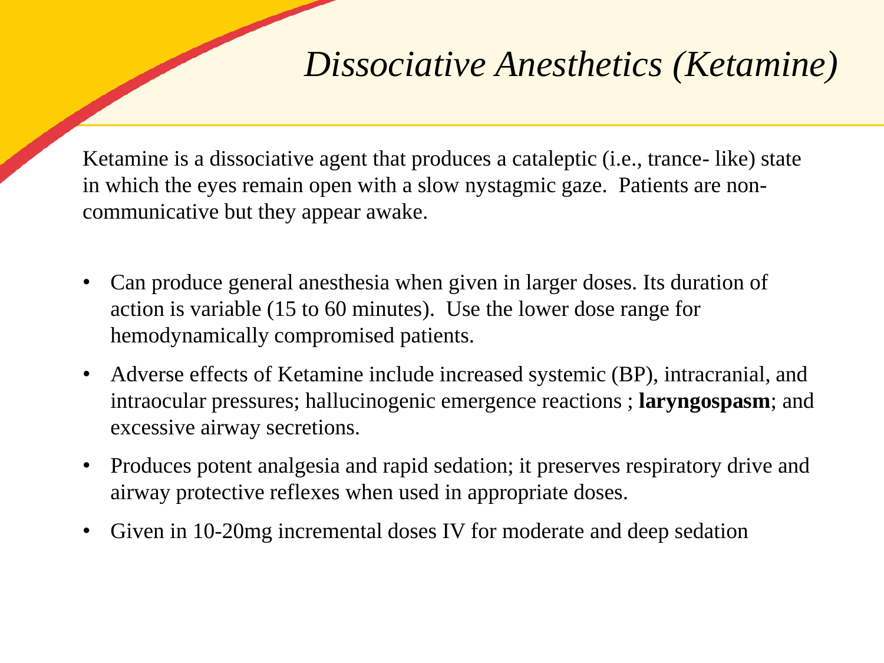# *Dissociative Anesthetics (Ketamine)*

Ketamine is a dissociative agent that produces a cataleptic (i.e., trance- like) state in which the eyes remain open with a slow nystagmic gaze.  Patients are non-communicative but they appear awake.

- Can produce general anesthesia when given in larger doses. Its duration of action is variable (15 to 60 minutes).  Use the lower dose range for hemodynamically compromised patients.
- Adverse effects of Ketamine include increased systemic (BP), intracranial, and intraocular pressures; hallucinogenic emergence reactions ; **laryngospasm**; and excessive airway secretions.
- Produces potent analgesia and rapid sedation; it preserves respiratory drive and airway protective reflexes when used in appropriate doses.
- Given in 10-20mg incremental doses IV for moderate and deep sedation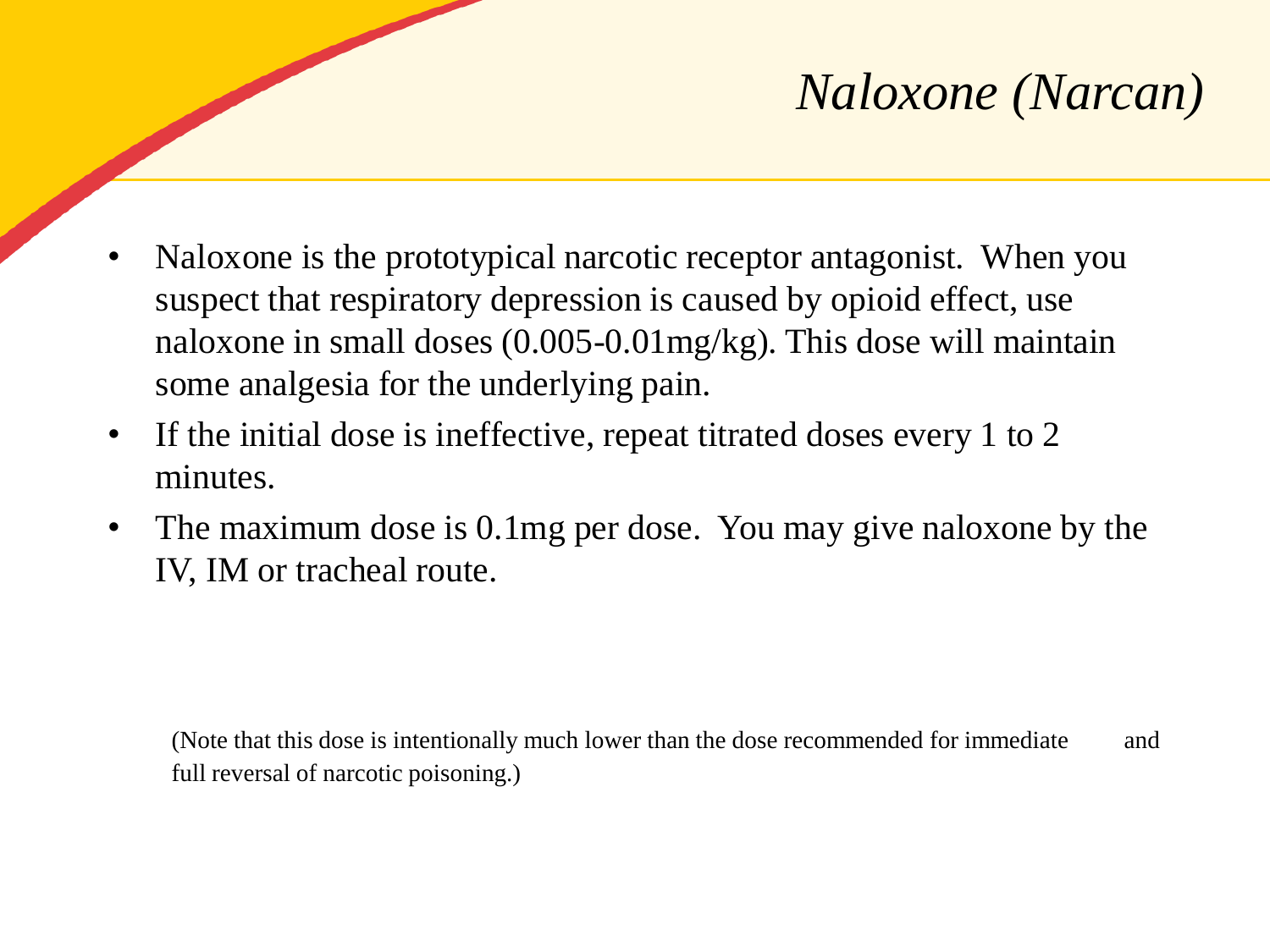# *Naloxone (Narcan)*

- Naloxone is the prototypical narcotic receptor antagonist. When you suspect that respiratory depression is caused by opioid effect, use naloxone in small doses (0.005-0.01mg/kg). This dose will maintain some analgesia for the underlying pain.
- If the initial dose is ineffective, repeat titrated doses every 1 to 2 minutes.
- The maximum dose is 0.1mg per dose. You may give naloxone by the IV, IM or tracheal route.

(Note that this dose is intentionally much lower than the dose recommended for immediate and full reversal of narcotic poisoning.)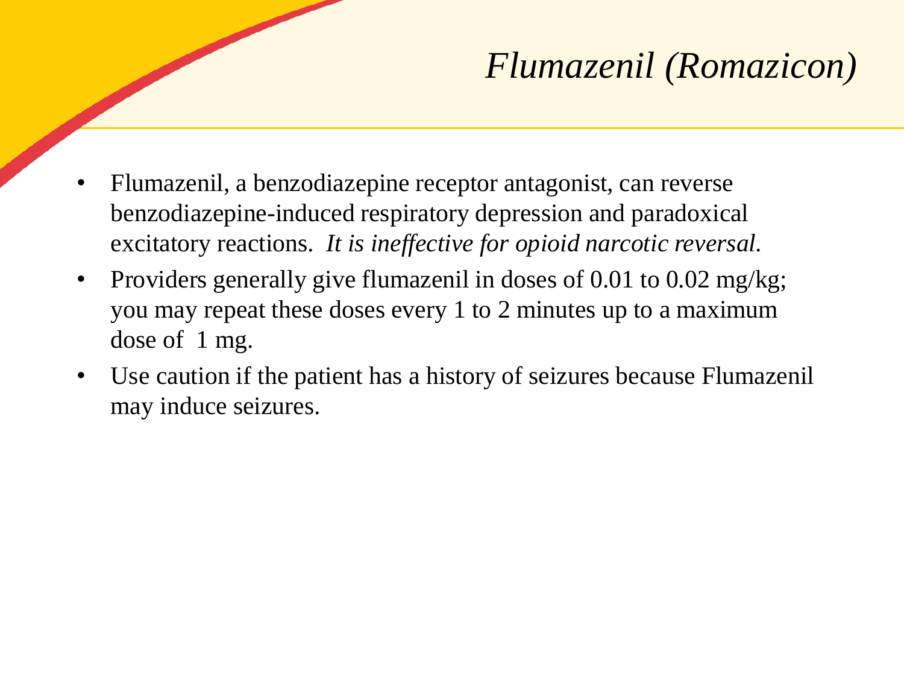# *Flumazenil (Romazicon)*

- Flumazenil, a benzodiazepine receptor antagonist, can reverse benzodiazepine-induced respiratory depression and paradoxical excitatory reactions. *It is ineffective for opioid narcotic reversal.*
- Providers generally give flumazenil in doses of 0.01 to 0.02 mg/kg; you may repeat these doses every 1 to 2 minutes up to a maximum dose of 1 mg.
- Use caution if the patient has a history of seizures because Flumazenil may induce seizures.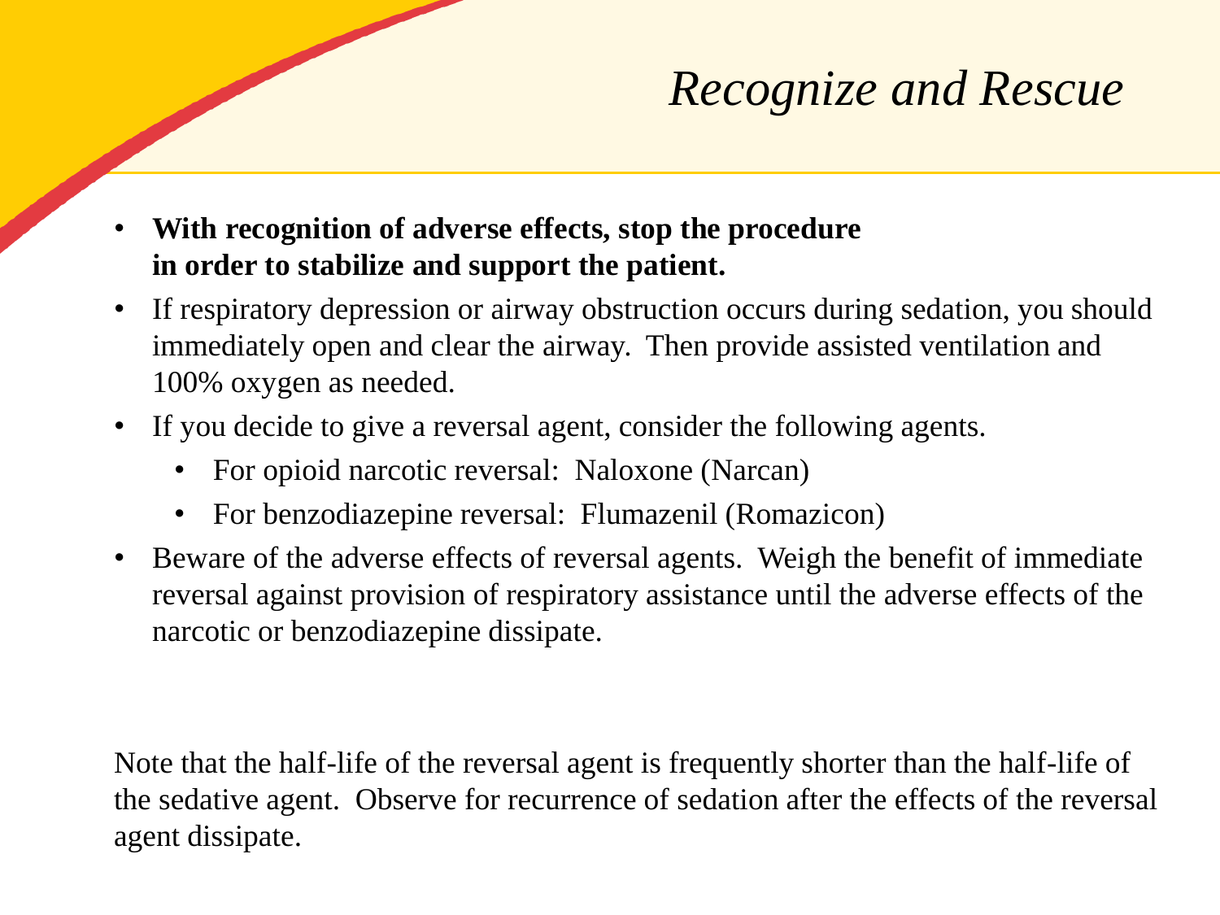# *Recognize and Rescue*

- **With recognition of adverse effects, stop the procedure in order to stabilize and support the patient.**
- If respiratory depression or airway obstruction occurs during sedation, you should immediately open and clear the airway. Then provide assisted ventilation and 100% oxygen as needed.
- If you decide to give a reversal agent, consider the following agents.
  - For opioid narcotic reversal: Naloxone (Narcan)
  - For benzodiazepine reversal: Flumazenil (Romazicon)
- Beware of the adverse effects of reversal agents. Weigh the benefit of immediate reversal against provision of respiratory assistance until the adverse effects of the narcotic or benzodiazepine dissipate.

Note that the half-life of the reversal agent is frequently shorter than the half-life of the sedative agent. Observe for recurrence of sedation after the effects of the reversal agent dissipate.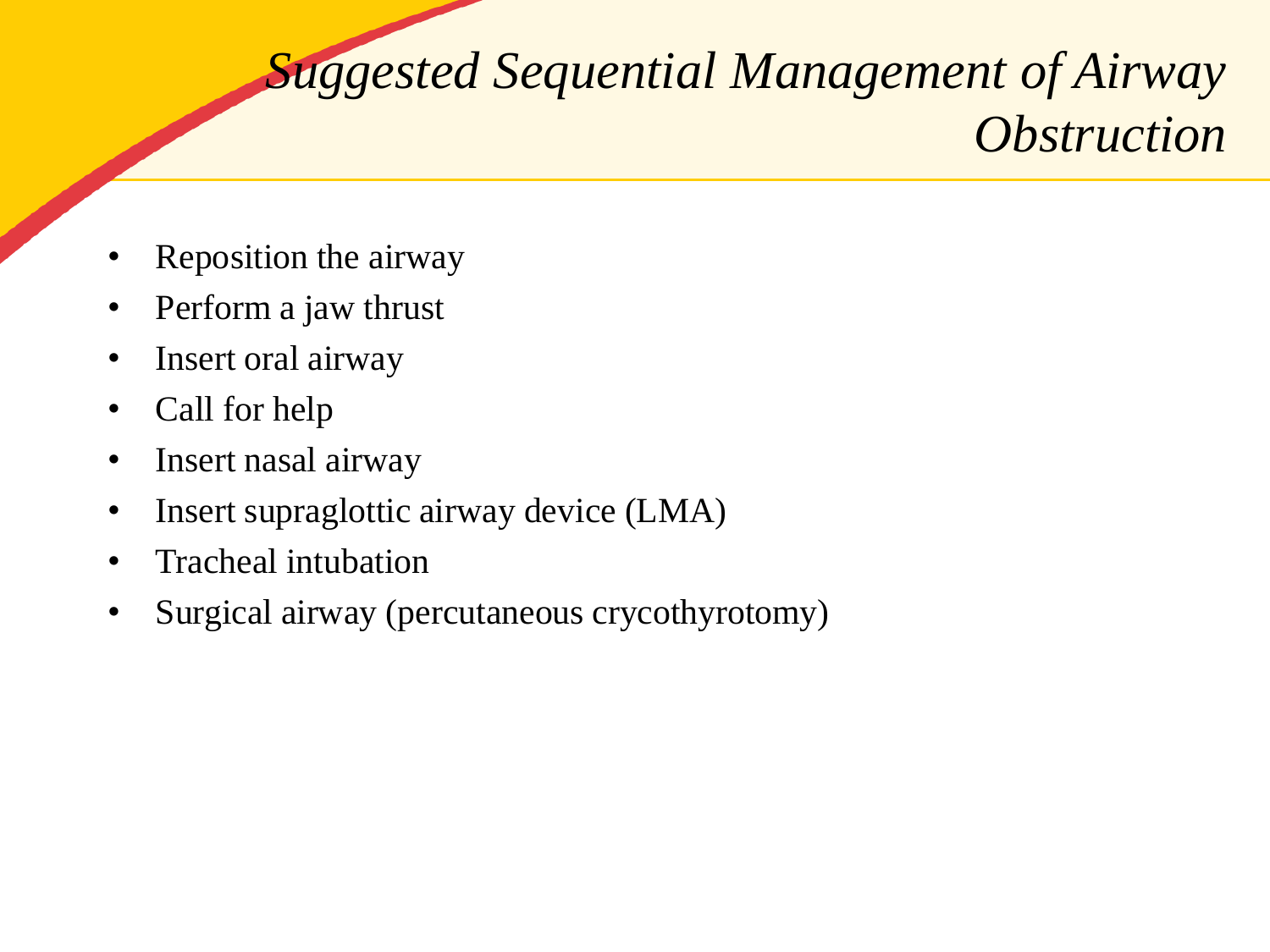# *Suggested Sequential Management of Airway Obstruction*

- Reposition the airway
- Perform a jaw thrust
- Insert oral airway
- Call for help
- Insert nasal airway
- Insert supraglottic airway device (LMA)
- Tracheal intubation
- Surgical airway (percutaneous crycothyrotomy)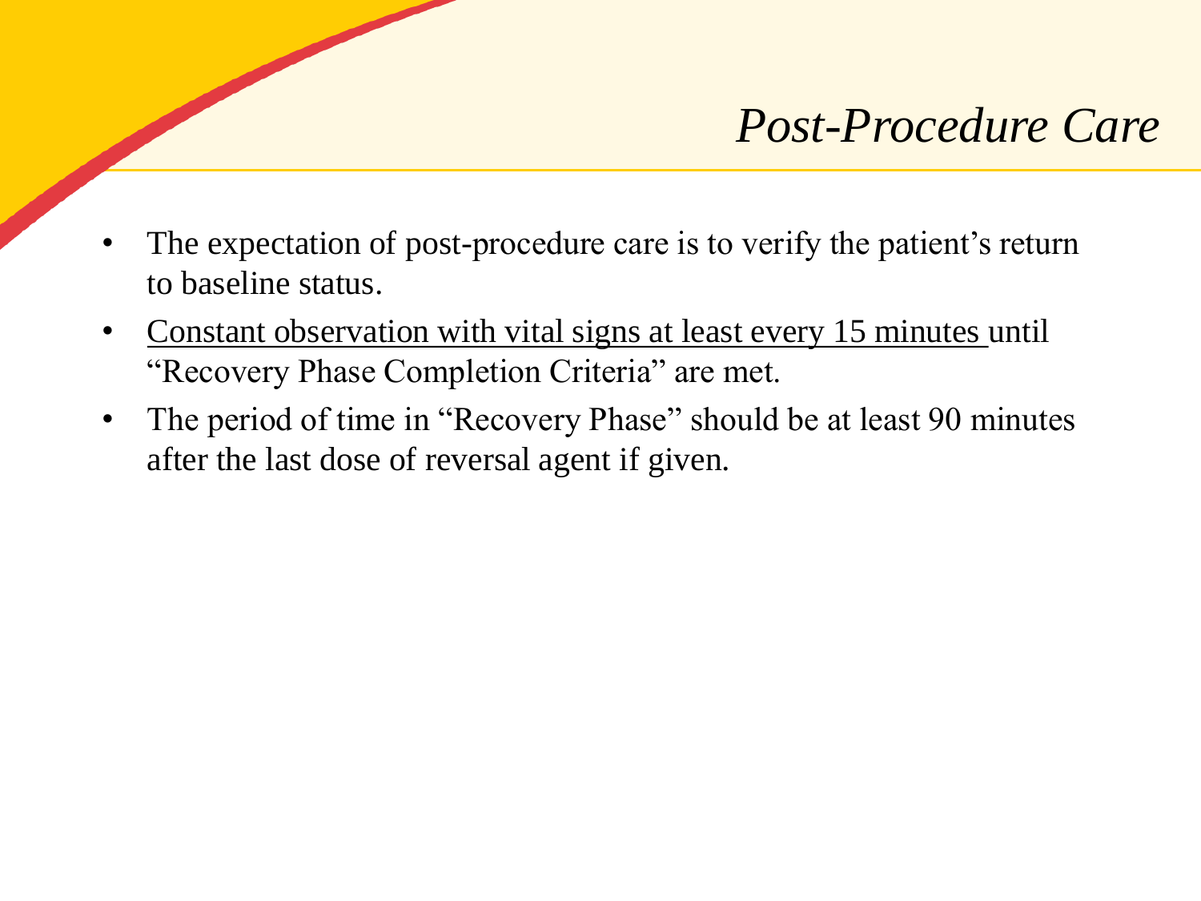# *Post-Procedure Care*

- The expectation of post-procedure care is to verify the patient's return to baseline status.
- <u>Constant observation with vital signs at least every 15 minutes</u> until "Recovery Phase Completion Criteria" are met.
- The period of time in "Recovery Phase" should be at least 90 minutes after the last dose of reversal agent if given.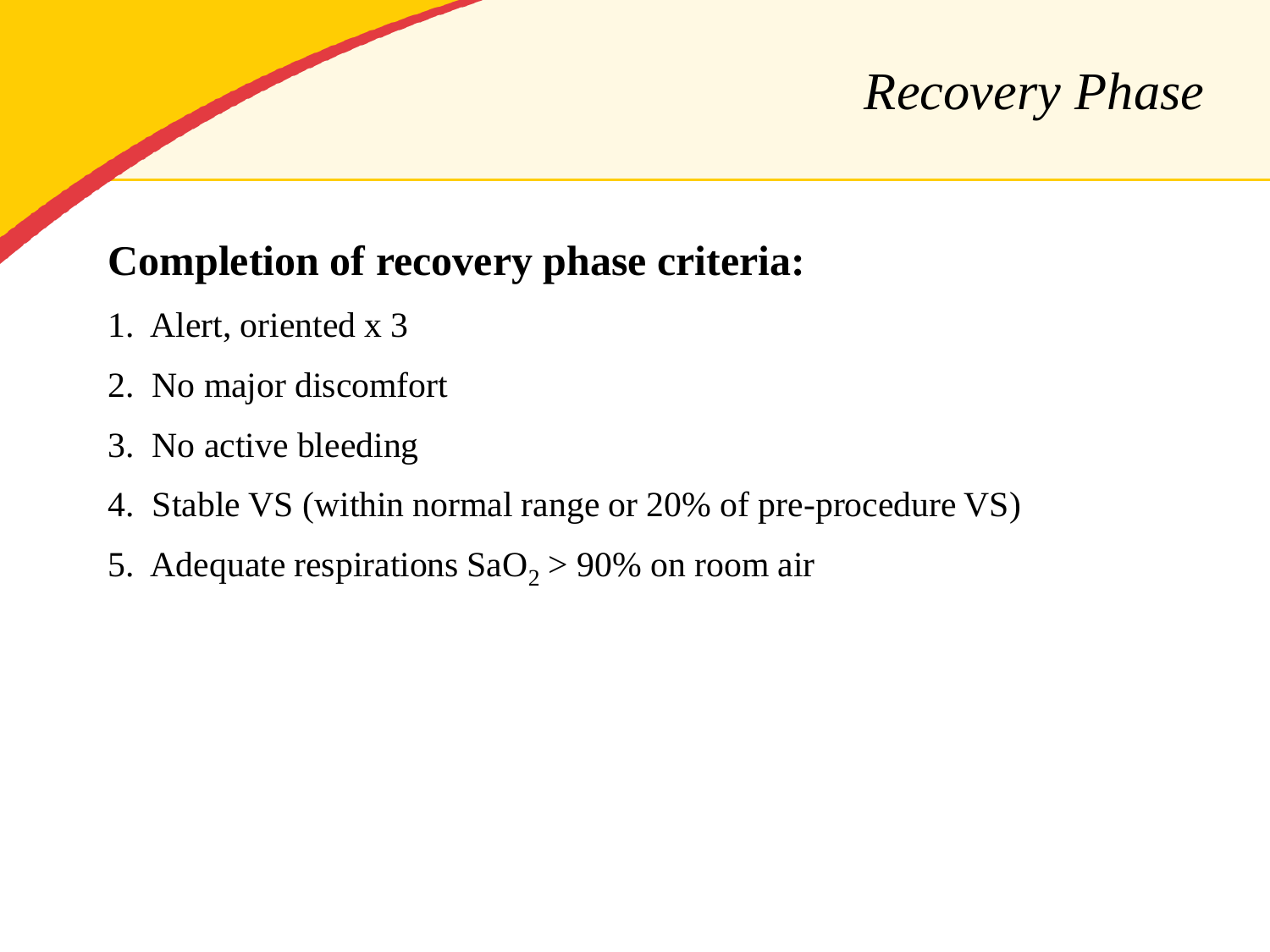# *Recovery Phase*

**Completion of recovery phase criteria:**

1. Alert, oriented x 3
2. No major discomfort
3. No active bleeding
4. Stable VS (within normal range or 20% of pre-procedure VS)
5. Adequate respirations $SaO_2$ > 90% on room air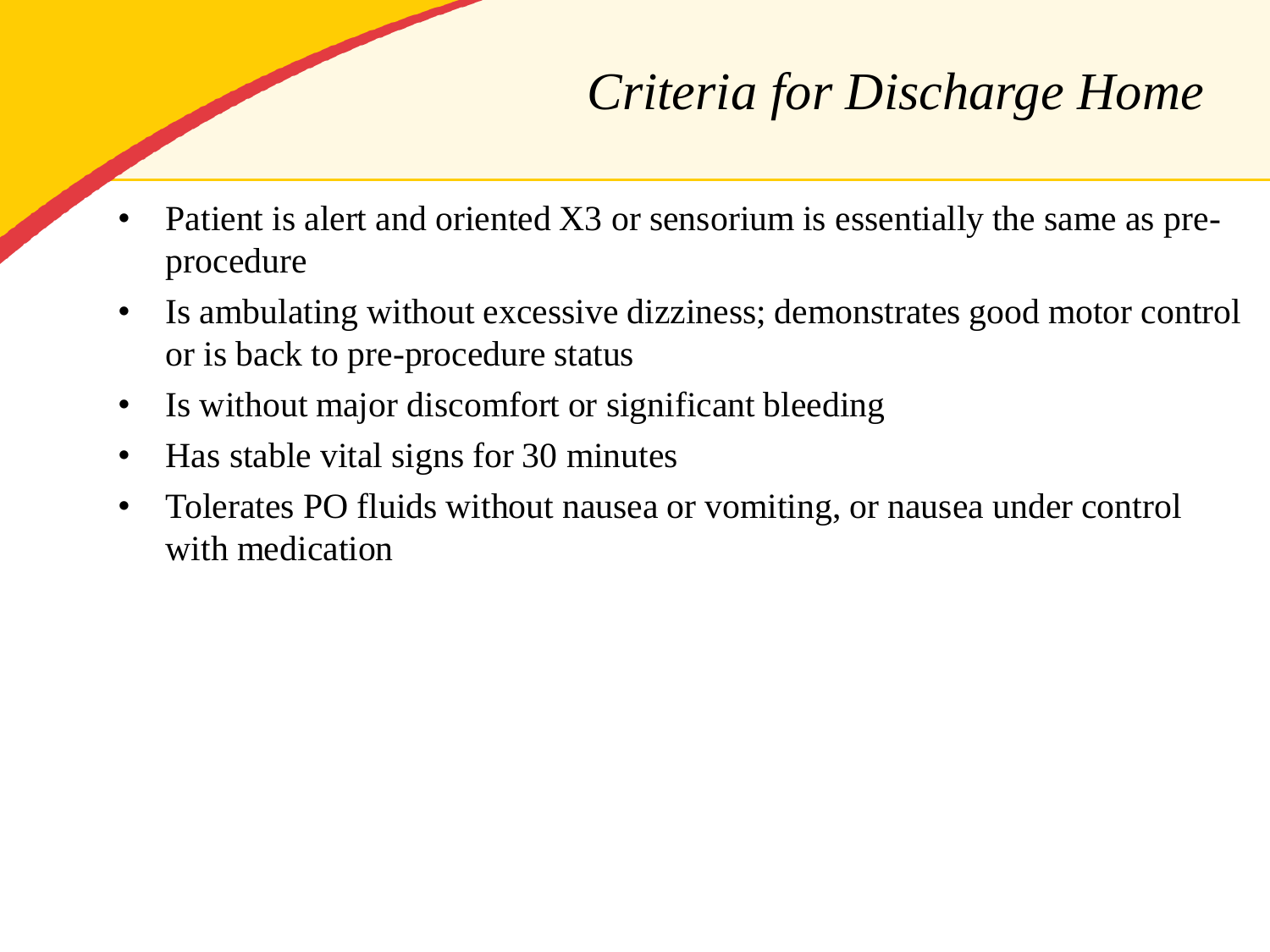# *Criteria for Discharge Home*

- Patient is alert and oriented X3 or sensorium is essentially the same as pre-procedure
- Is ambulating without excessive dizziness; demonstrates good motor control or is back to pre-procedure status
- Is without major discomfort or significant bleeding
- Has stable vital signs for 30 minutes
- Tolerates PO fluids without nausea or vomiting, or nausea under control with medication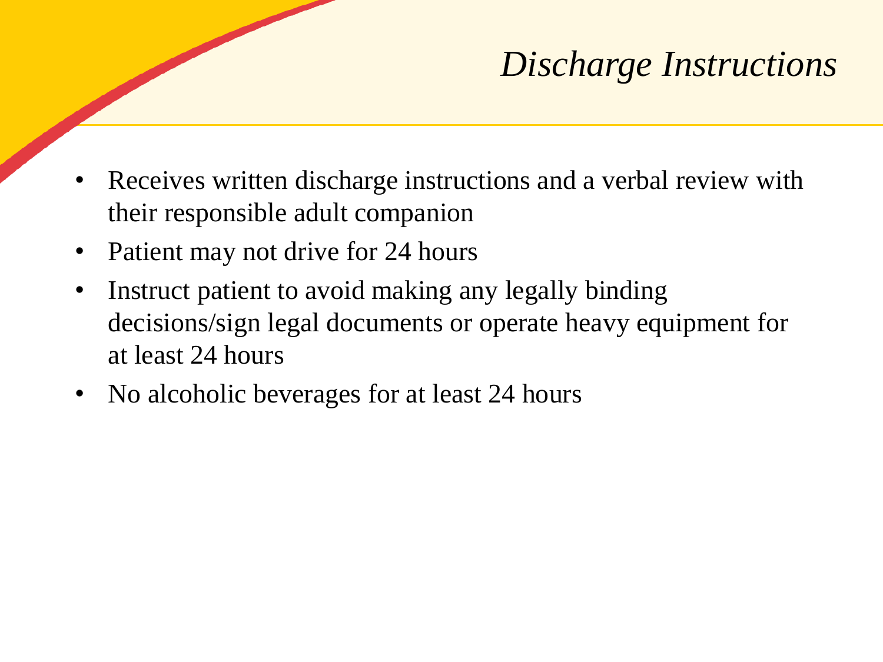# *Discharge Instructions*

- Receives written discharge instructions and a verbal review with their responsible adult companion
- Patient may not drive for 24 hours
- Instruct patient to avoid making any legally binding decisions/sign legal documents or operate heavy equipment for at least 24 hours
- No alcoholic beverages for at least 24 hours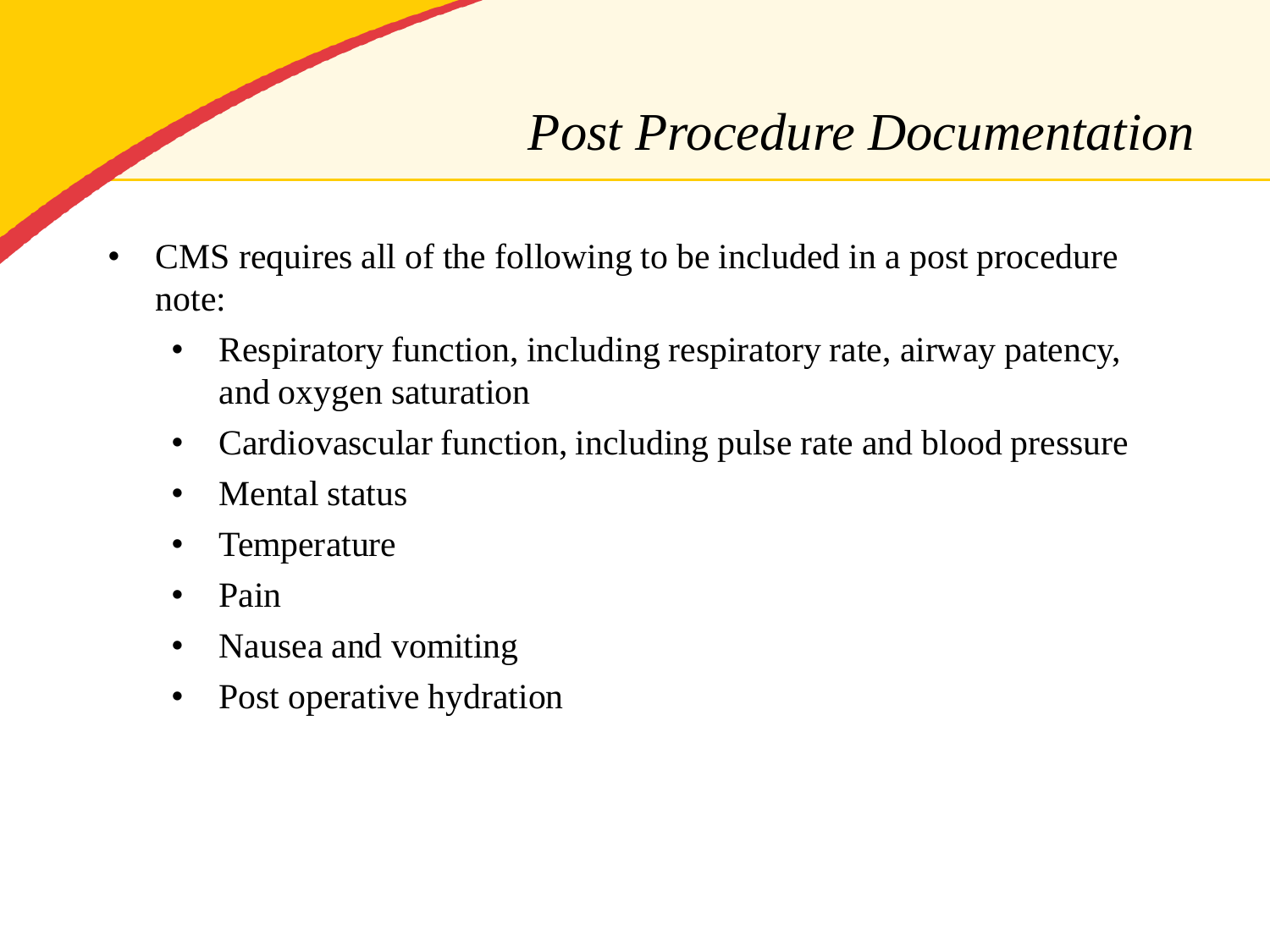# *Post Procedure Documentation*

- CMS requires all of the following to be included in a post procedure note:
  - Respiratory function, including respiratory rate, airway patency, and oxygen saturation
  - Cardiovascular function, including pulse rate and blood pressure
  - Mental status
  - Temperature
  - Pain
  - Nausea and vomiting
  - Post operative hydration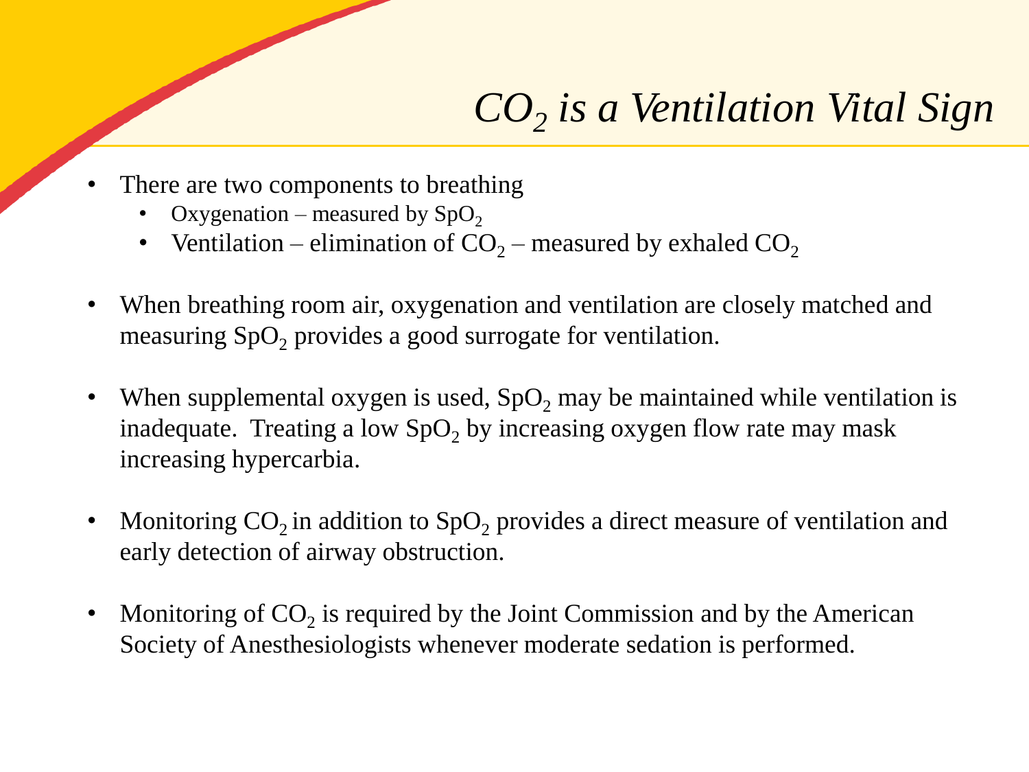# *$CO_2$ is a Ventilation Vital Sign*

- There are two components to breathing
  - Oxygenation – measured by $SpO_2$
  - Ventilation – elimination of $CO_2$ – measured by exhaled $CO_2$

- When breathing room air, oxygenation and ventilation are closely matched and measuring $SpO_2$ provides a good surrogate for ventilation.

- When supplemental oxygen is used, $SpO_2$ may be maintained while ventilation is inadequate. Treating a low $SpO_2$ by increasing oxygen flow rate may mask increasing hypercarbia.

- Monitoring $CO_2$ in addition to $SpO_2$ provides a direct measure of ventilation and early detection of airway obstruction.

- Monitoring of $CO_2$ is required by the Joint Commission and by the American Society of Anesthesiologists whenever moderate sedation is performed.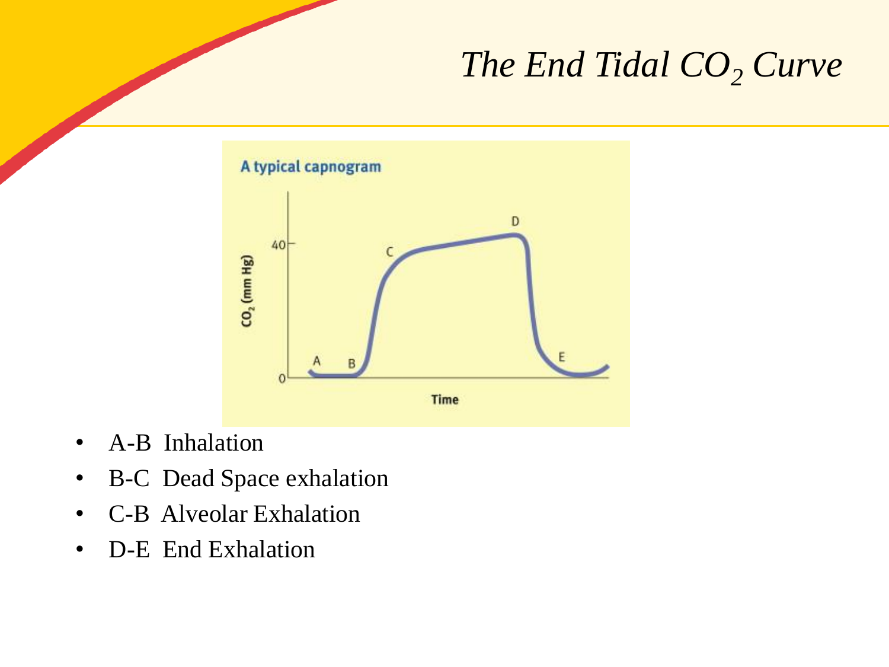# *The End Tidal $CO_2$ Curve*

- A-B Inhalation
- B-C Dead Space exhalation
- C-B Alveolar Exhalation
- D-E End Exhalation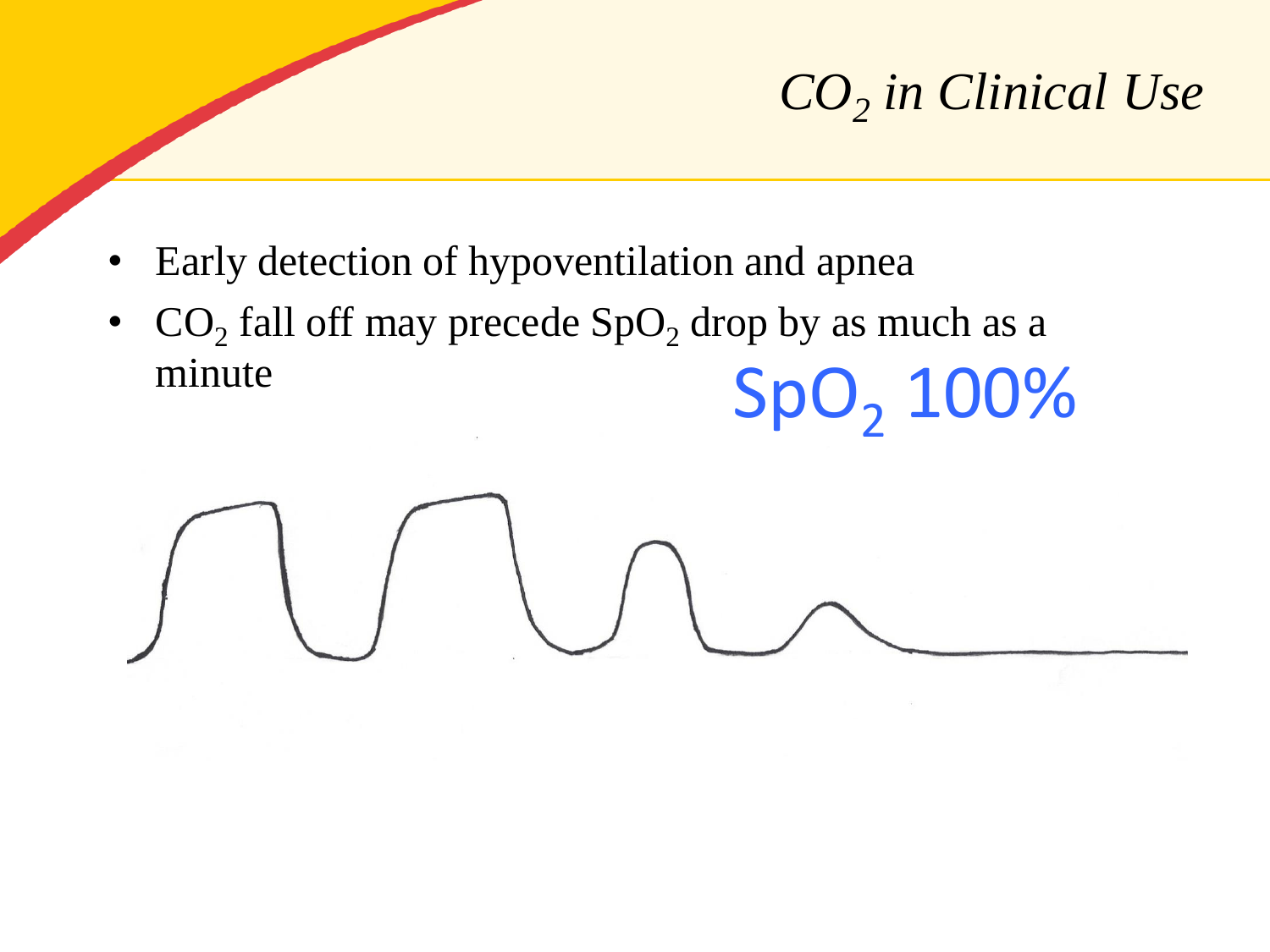# $CO_2$ *in Clinical Use*

- Early detection of hypoventilation and apnea
- $CO_2$ fall off may precede $SpO_2$ drop by as much as a minute

$SpO_2$ 100%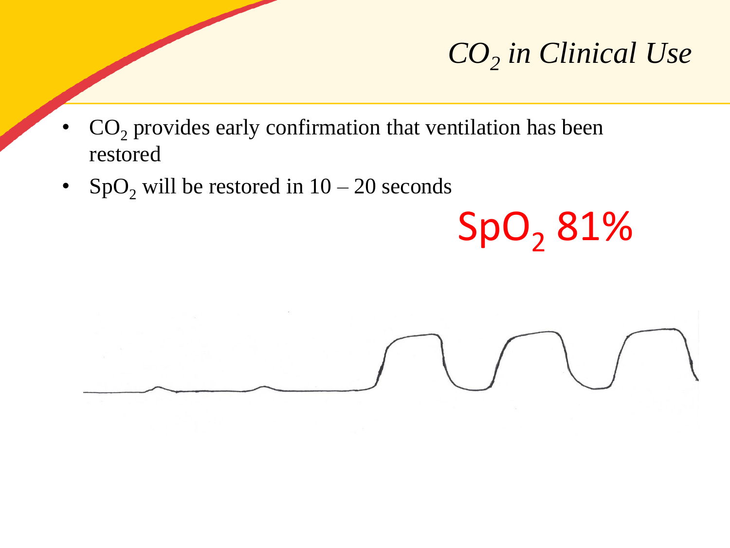# *$CO_2$ in Clinical Use*

- $CO_2$ provides early confirmation that ventilation has been restored
- $SpO_2$ will be restored in 10 – 20 seconds

$SpO_2$ 81%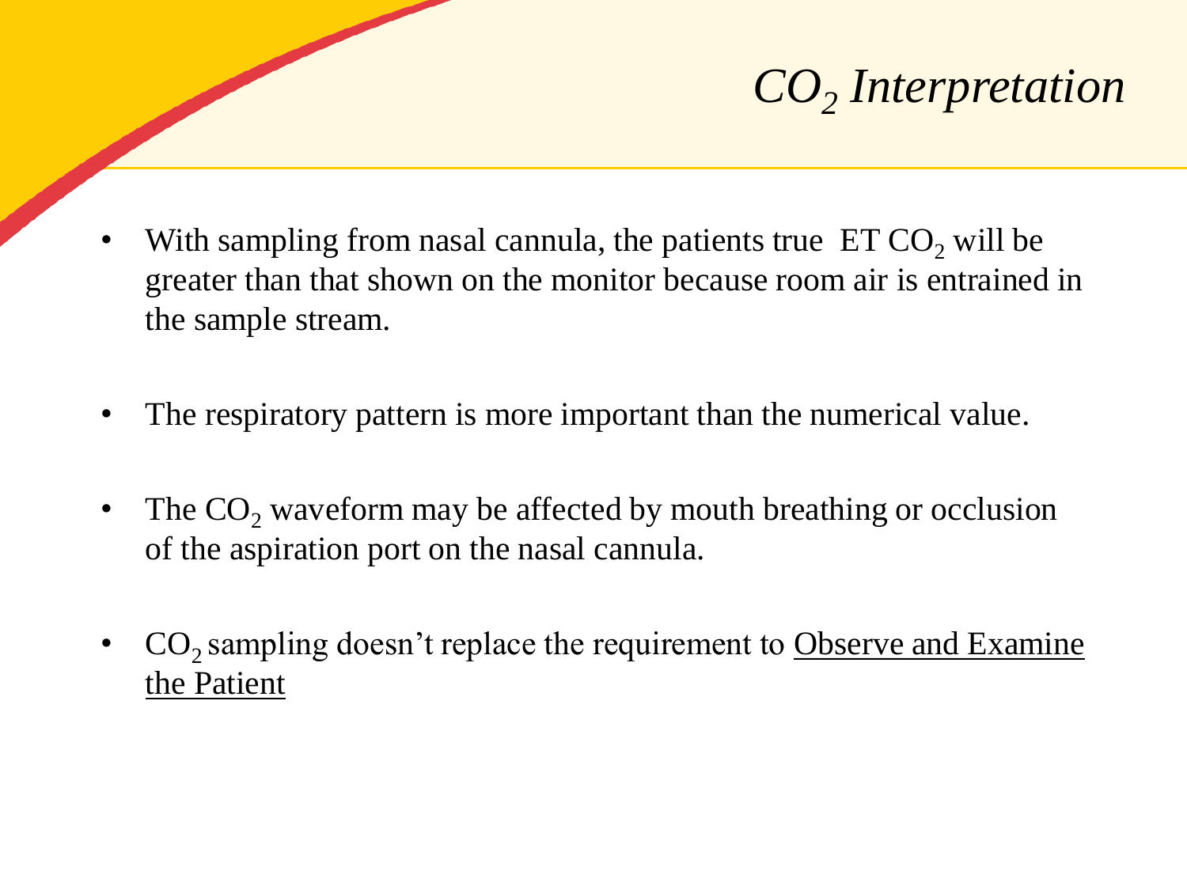# *$CO_2$ Interpretation*

- With sampling from nasal cannula, the patients true ET $CO_2$ will be greater than that shown on the monitor because room air is entrained in the sample stream.
- The respiratory pattern is more important than the numerical value.
- The $CO_2$ waveform may be affected by mouth breathing or occlusion of the aspiration port on the nasal cannula.
- $CO_2$ sampling doesn't replace the requirement to <u>Observe and Examine the Patient</u>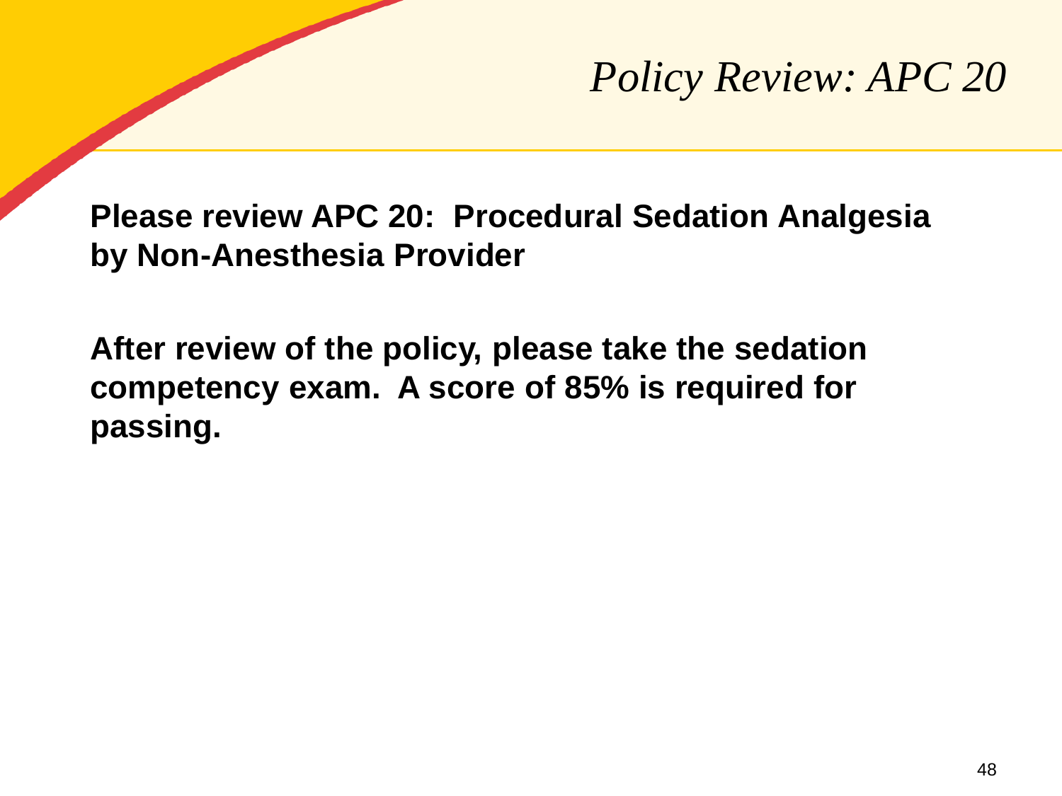# *Policy Review: APC 20*

**Please review APC 20: Procedural Sedation Analgesia by Non-Anesthesia Provider**

**After review of the policy, please take the sedation competency exam. A score of 85% is required for passing.**